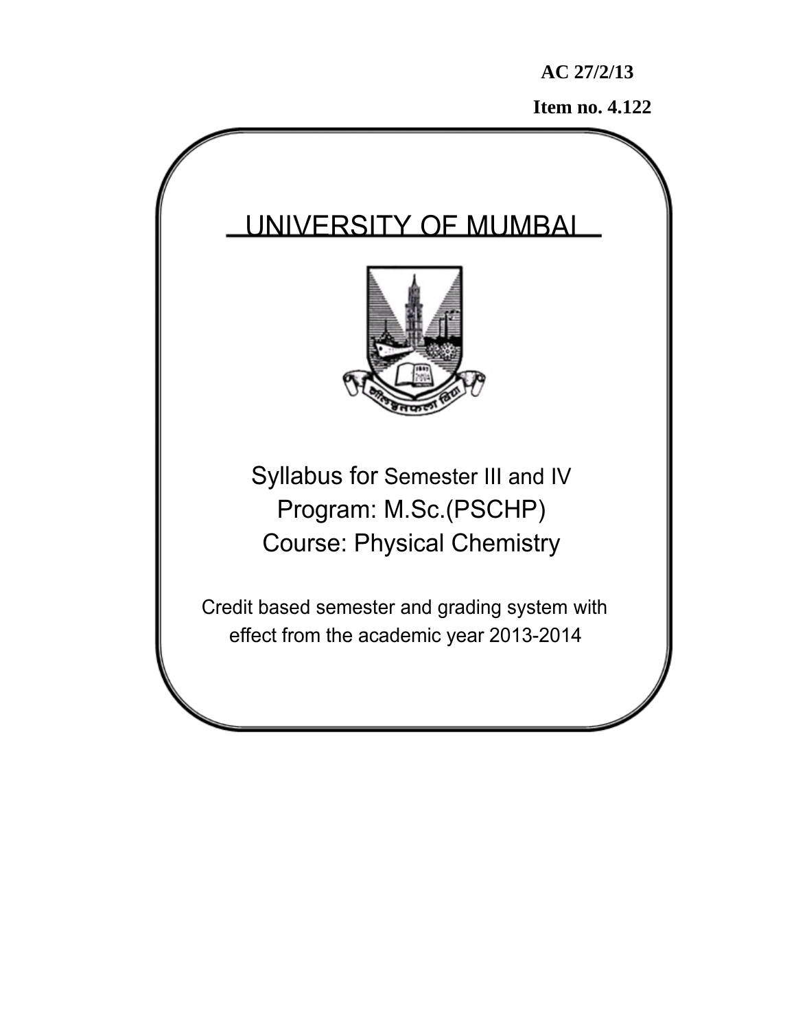**AC 27/2/13**

**Item no. 4.122**

# UNIVERSITY OF MUMBAI

Syllabus for Semester III and IV

Program: M.Sc.(PSCHP)

Course: Physical Chemistry

Credit based semester and grading system with effect from the academic year 2013-2014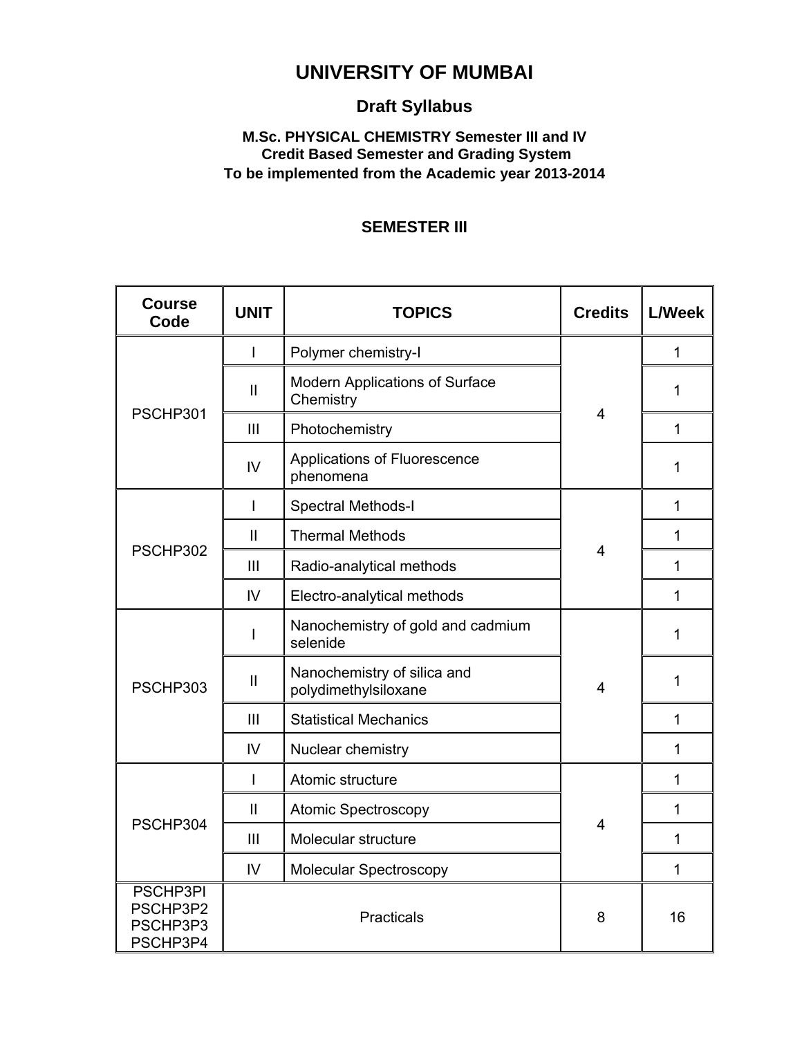# UNIVERSITY OF MUMBAI

## Draft Syllabus

### M.Sc. PHYSICAL CHEMISTRY Semester III and IV
### Credit Based Semester and Grading System
### To be implemented from the Academic year 2013-2014

## SEMESTER III

| Course Code | UNIT | TOPICS | Credits | L/Week |
|---|---|---|---|---|
| PSCHP301 | I | Polymer chemistry-I | 4 | 1 |
| | II | Modern Applications of Surface Chemistry | | 1 |
| | III | Photochemistry | | 1 |
| | IV | Applications of Fluorescence phenomena | | 1 |
| PSCHP302 | I | Spectral Methods-I | 4 | 1 |
| | II | Thermal Methods | | 1 |
| | III | Radio-analytical methods | | 1 |
| | IV | Electro-analytical methods | | 1 |
| PSCHP303 | I | Nanochemistry of gold and cadmium selenide | 4 | 1 |
| | II | Nanochemistry of silica and polydimethylsiloxane | | 1 |
| | III | Statistical Mechanics | | 1 |
| | IV | Nuclear chemistry | | 1 |
| PSCHP304 | I | Atomic structure | 4 | 1 |
| | II | Atomic Spectroscopy | | 1 |
| | III | Molecular structure | | 1 |
| | IV | Molecular Spectroscopy | | 1 |
| PSCHP3PI PSCHP3P2 PSCHP3P3 PSCHP3P4 | Practicals | | 8 | 16 |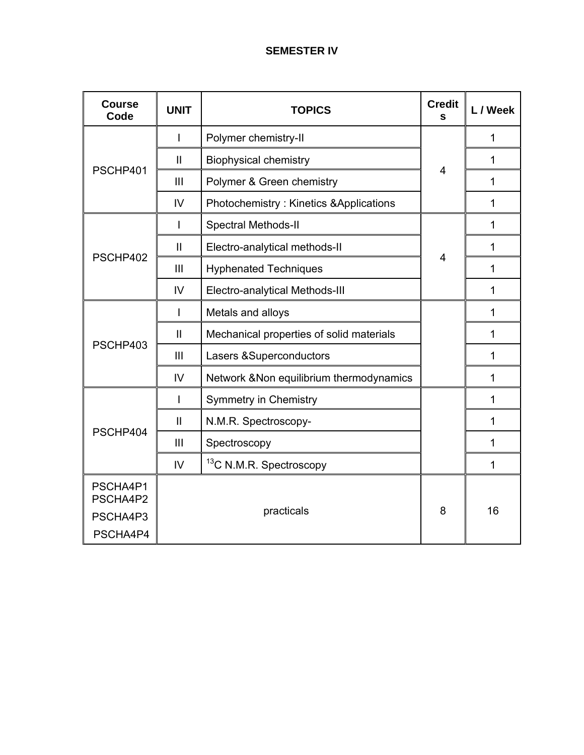**SEMESTER IV**

| Course Code | UNIT | TOPICS | Credits | L / Week |
|---|---|---|---|---|
| PSCHP401 | I | Polymer chemistry-II | 4 | 1 |
| | II | Biophysical chemistry | | 1 |
| | III | Polymer & Green chemistry | | 1 |
| | IV | Photochemistry : Kinetics &Applications | | 1 |
| PSCHP402 | I | Spectral Methods-II | 4 | 1 |
| | II | Electro-analytical methods-II | | 1 |
| | III | Hyphenated Techniques | | 1 |
| | IV | Electro-analytical Methods-III | | 1 |
| PSCHP403 | I | Metals and alloys | | 1 |
| | II | Mechanical properties of solid materials | | 1 |
| | III | Lasers &Superconductors | | 1 |
| | IV | Network &Non equilibrium thermodynamics | | 1 |
| PSCHP404 | I | Symmetry in Chemistry | | 1 |
| | II | N.M.R. Spectroscopy- | | 1 |
| | III | Spectroscopy | | 1 |
| | IV | $^{13}$C N.M.R. Spectroscopy | | 1 |
| PSCHA4P1 PSCHA4P2 PSCHA4P3 PSCHA4P4 | practicals | | 8 | 16 |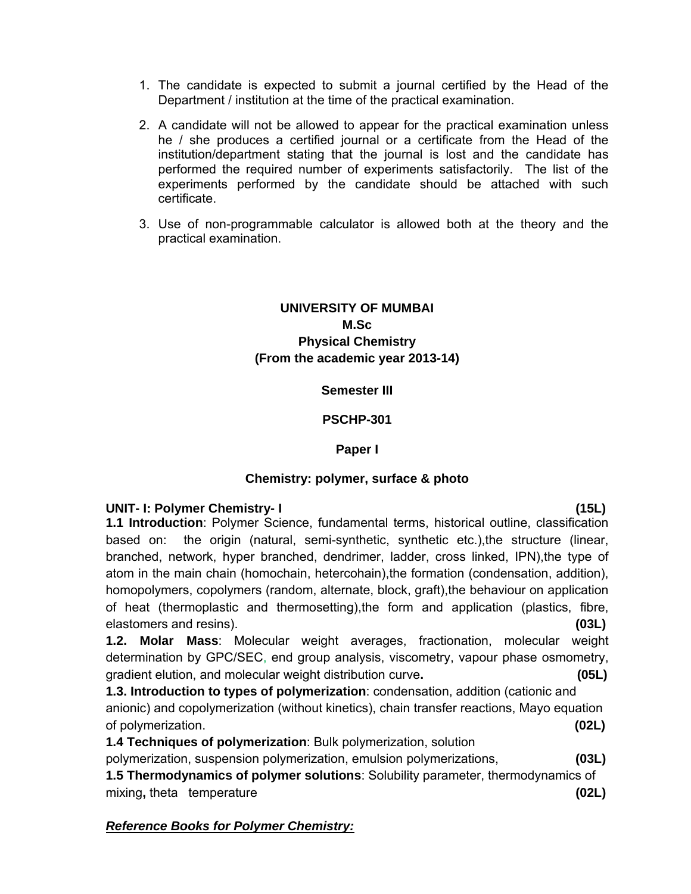1. The candidate is expected to submit a journal certified by the Head of the Department / institution at the time of the practical examination.

2. A candidate will not be allowed to appear for the practical examination unless he / she produces a certified journal or a certificate from the Head of the institution/department stating that the journal is lost and the candidate has performed the required number of experiments satisfactorily. The list of the experiments performed by the candidate should be attached with such certificate.

3. Use of non-programmable calculator is allowed both at the theory and the practical examination.

**UNIVERSITY OF MUMBAI**
**M.Sc**
**Physical Chemistry**
**(From the academic year 2013-14)**

**Semester III**

**PSCHP-301**

**Paper I**

**Chemistry: polymer, surface & photo**

**UNIT- I: Polymer Chemistry- I** **(15L)**

**1.1 Introduction**: Polymer Science, fundamental terms, historical outline, classification based on: the origin (natural, semi-synthetic, synthetic etc.),the structure (linear, branched, network, hyper branched, dendrimer, ladder, cross linked, IPN),the type of atom in the main chain (homochain, hetercohain),the formation (condensation, addition), homopolymers, copolymers (random, alternate, block, graft),the behaviour on application of heat (thermoplastic and thermosetting),the form and application (plastics, fibre, elastomers and resins). **(03L)**

**1.2. Molar Mass**: Molecular weight averages, fractionation, molecular weight determination by GPC/SEC, end group analysis, viscometry, vapour phase osmometry, gradient elution, and molecular weight distribution curve**.** **(05L)**

**1.3. Introduction to types of polymerization**: condensation, addition (cationic and anionic) and copolymerization (without kinetics), chain transfer reactions, Mayo equation of polymerization. **(02L)**

**1.4 Techniques of polymerization**: Bulk polymerization, solution polymerization, suspension polymerization, emulsion polymerizations, **(03L)**

**1.5 Thermodynamics of polymer solutions**: Solubility parameter, thermodynamics of mixing**,** theta temperature **(02L)**

***Reference Books for Polymer Chemistry:***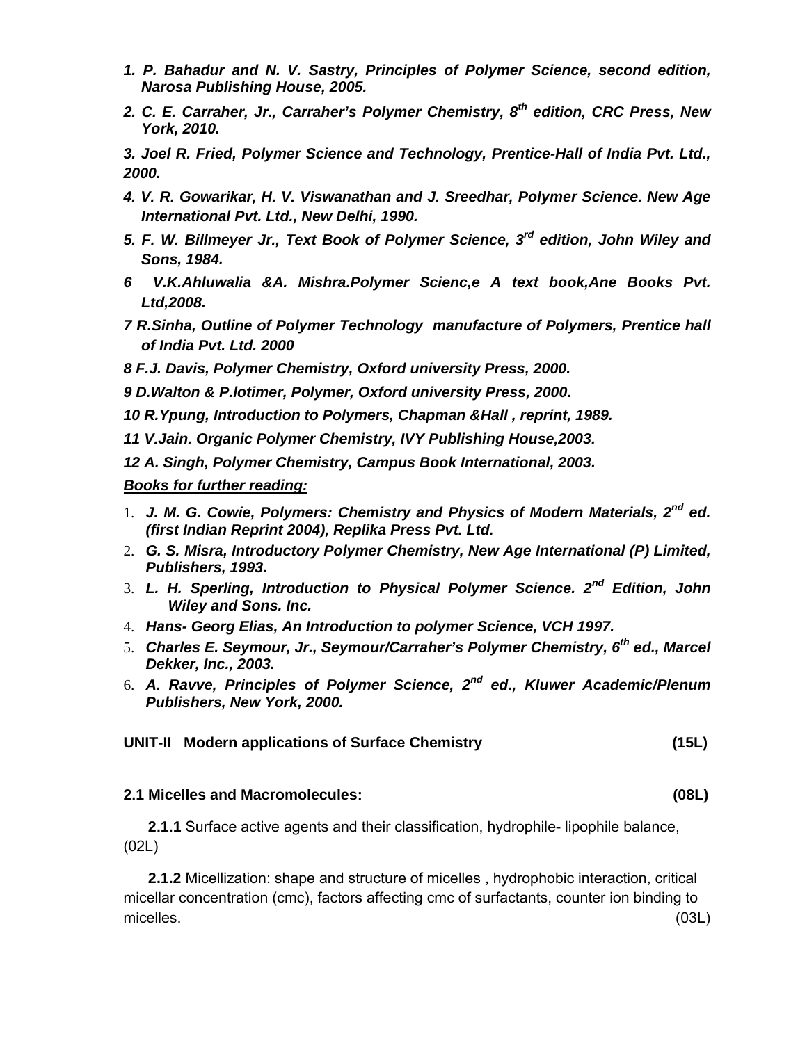***1. P. Bahadur and N. V. Sastry, Principles of Polymer Science, second edition, Narosa Publishing House, 2005.***

***2. C. E. Carraher, Jr., Carraher's Polymer Chemistry, 8th edition, CRC Press, New York, 2010.***

***3. Joel R. Fried, Polymer Science and Technology, Prentice-Hall of India Pvt. Ltd., 2000.***

***4. V. R. Gowarikar, H. V. Viswanathan and J. Sreedhar, Polymer Science. New Age International Pvt. Ltd., New Delhi, 1990.***

***5. F. W. Billmeyer Jr., Text Book of Polymer Science, 3rd edition, John Wiley and Sons, 1984.***

***6 V.K.Ahluwalia &A. Mishra.Polymer Scienc,e A text book,Ane Books Pvt. Ltd,2008.***

***7 R.Sinha, Outline of Polymer Technology manufacture of Polymers, Prentice hall of India Pvt. Ltd. 2000***

***8 F.J. Davis, Polymer Chemistry, Oxford university Press, 2000.***

***9 D.Walton & P.lotimer, Polymer, Oxford university Press, 2000.***

***10 R.Ypung, Introduction to Polymers, Chapman &Hall , reprint, 1989.***

***11 V.Jain. Organic Polymer Chemistry, IVY Publishing House,2003.***

***12 A. Singh, Polymer Chemistry, Campus Book International, 2003.***

***Books for further reading:***

1. ***J. M. G. Cowie, Polymers: Chemistry and Physics of Modern Materials, 2nd ed. (first Indian Reprint 2004), Replika Press Pvt. Ltd.***
2. ***G. S. Misra, Introductory Polymer Chemistry, New Age International (P) Limited, Publishers, 1993.***
3. ***L. H. Sperling, Introduction to Physical Polymer Science. 2nd Edition, John Wiley and Sons. Inc.***
4. ***Hans- Georg Elias, An Introduction to polymer Science, VCH 1997.***
5. ***Charles E. Seymour, Jr., Seymour/Carraher's Polymer Chemistry, 6th ed., Marcel Dekker, Inc., 2003.***
6. ***A. Ravve, Principles of Polymer Science, 2nd ed., Kluwer Academic/Plenum Publishers, New York, 2000.***

## UNIT-II Modern applications of Surface Chemistry (15L)

### 2.1 Micelles and Macromolecules: (08L)

**2.1.1** Surface active agents and their classification, hydrophile- lipophile balance, (02L)

**2.1.2** Micellization: shape and structure of micelles , hydrophobic interaction, critical micellar concentration (cmc), factors affecting cmc of surfactants, counter ion binding to micelles. (03L)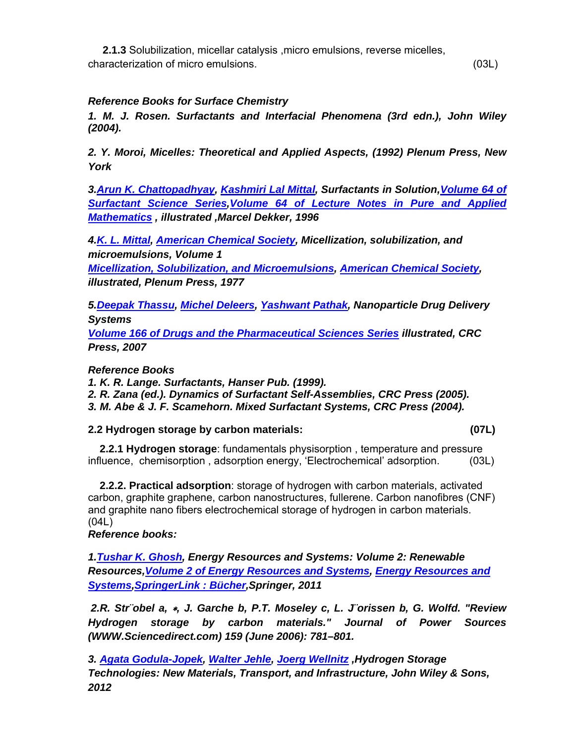**2.1.3** Solubilization, micellar catalysis ,micro emulsions, reverse micelles, characterization of micro emulsions. (03L)

***Reference Books for Surface Chemistry***

***1. M. J. Rosen. Surfactants and Interfacial Phenomena (3rd edn.), John Wiley (2004).***

***2. Y. Moroi, Micelles: Theoretical and Applied Aspects, (1992) Plenum Press, New York***

***3.Arun K. Chattopadhyay, Kashmiri Lal Mittal, Surfactants in Solution,Volume 64 of Surfactant Science Series,Volume 64 of Lecture Notes in Pure and Applied Mathematics , illustrated ,Marcel Dekker, 1996***

***4.K. L. Mittal, American Chemical Society, Micellization, solubilization, and microemulsions, Volume 1 Micellization, Solubilization, and Microemulsions, American Chemical Society, illustrated, Plenum Press, 1977***

***5.Deepak Thassu, Michel Deleers, Yashwant Pathak, Nanoparticle Drug Delivery Systems Volume 166 of Drugs and the Pharmaceutical Sciences Series illustrated, CRC Press, 2007***

***Reference Books***

***1. K. R. Lange. Surfactants, Hanser Pub. (1999).***
***2. R. Zana (ed.). Dynamics of Surfactant Self-Assemblies, CRC Press (2005).***
***3. M. Abe & J. F. Scamehorn. Mixed Surfactant Systems, CRC Press (2004).***

**2.2 Hydrogen storage by carbon materials: (07L)**

**2.2.1 Hydrogen storage**: fundamentals physisorption , temperature and pressure influence, chemisorption , adsorption energy, 'Electrochemical' adsorption. (03L)

**2.2.2. Practical adsorption**: storage of hydrogen with carbon materials, activated carbon, graphite graphene, carbon nanostructures, fullerene. Carbon nanofibres (CNF) and graphite nano fibers electrochemical storage of hydrogen in carbon materials. (04L)

***Reference books:***

***1.Tushar K. Ghosh, Energy Resources and Systems: Volume 2: Renewable Resources,Volume 2 of Energy Resources and Systems, Energy Resources and Systems,SpringerLink : Bücher,Springer, 2011***

***2.R. Str¨obel a, ∗, J. Garche b, P.T. Moseley c, L. J¨orissen b, G. Wolfd. "Review Hydrogen storage by carbon materials." Journal of Power Sources (WWW.Sciencedirect.com) 159 (June 2006): 781–801.***

***3. Agata Godula-Jopek, Walter Jehle, Joerg Wellnitz ,Hydrogen Storage Technologies: New Materials, Transport, and Infrastructure, John Wiley & Sons, 2012***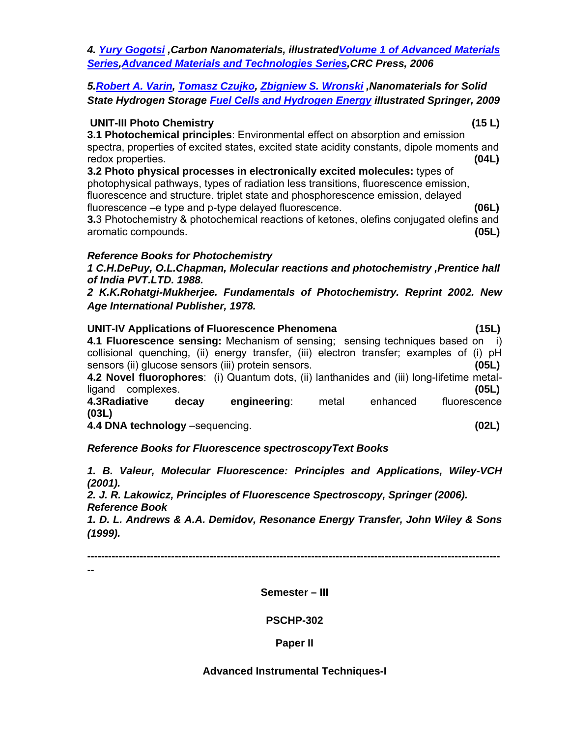*4. Yury Gogotsi ,Carbon Nanomaterials, illustratedVolume 1 of Advanced Materials Series,Advanced Materials and Technologies Series,CRC Press, 2006*

*5.Robert A. Varin, Tomasz Czujko, Zbigniew S. Wronski ,Nanomaterials for Solid State Hydrogen Storage Fuel Cells and Hydrogen Energy illustrated Springer, 2009*

**UNIT-III Photo Chemistry (15 L)**

**3.1 Photochemical principles**: Environmental effect on absorption and emission spectra, properties of excited states, excited state acidity constants, dipole moments and redox properties. **(04L)**

**3.2 Photo physical processes in electronically excited molecules:** types of photophysical pathways, types of radiation less transitions, fluorescence emission, fluorescence and structure. triplet state and phosphorescence emission, delayed fluorescence –e type and p-type delayed fluorescence. **(06L)**

**3.**3 Photochemistry & photochemical reactions of ketones, olefins conjugated olefins and aromatic compounds. **(05L)**

***Reference Books for Photochemistry***

***1 C.H.DePuy, O.L.Chapman, Molecular reactions and photochemistry ,Prentice hall of India PVT.LTD. 1988.***

***2 K.K.Rohatgi-Mukherjee. Fundamentals of Photochemistry. Reprint 2002. New Age International Publisher, 1978.***

**UNIT-IV Applications of Fluorescence Phenomena (15L)**

**4.1 Fluorescence sensing:** Mechanism of sensing; sensing techniques based on i) collisional quenching, (ii) energy transfer, (iii) electron transfer; examples of (i) pH sensors (ii) glucose sensors (iii) protein sensors. **(05L)**

**4.2 Novel fluorophores**: (i) Quantum dots, (ii) lanthanides and (iii) long-lifetime metal-ligand complexes. **(05L)**

**4.3Radiative decay engineering**: metal enhanced fluorescence **(03L)**

**4.4 DNA technology** –sequencing. **(02L)**

***Reference Books for Fluorescence spectroscopyText Books***

***1. B. Valeur, Molecular Fluorescence: Principles and Applications, Wiley-VCH (2001).***

***2. J. R. Lakowicz, Principles of Fluorescence Spectroscopy, Springer (2006).***

***Reference Book***

***1. D. L. Andrews & A.A. Demidov, Resonance Energy Transfer, John Wiley & Sons (1999).***

---

**Semester – III**

**PSCHP-302**

**Paper II**

**Advanced Instrumental Techniques-I**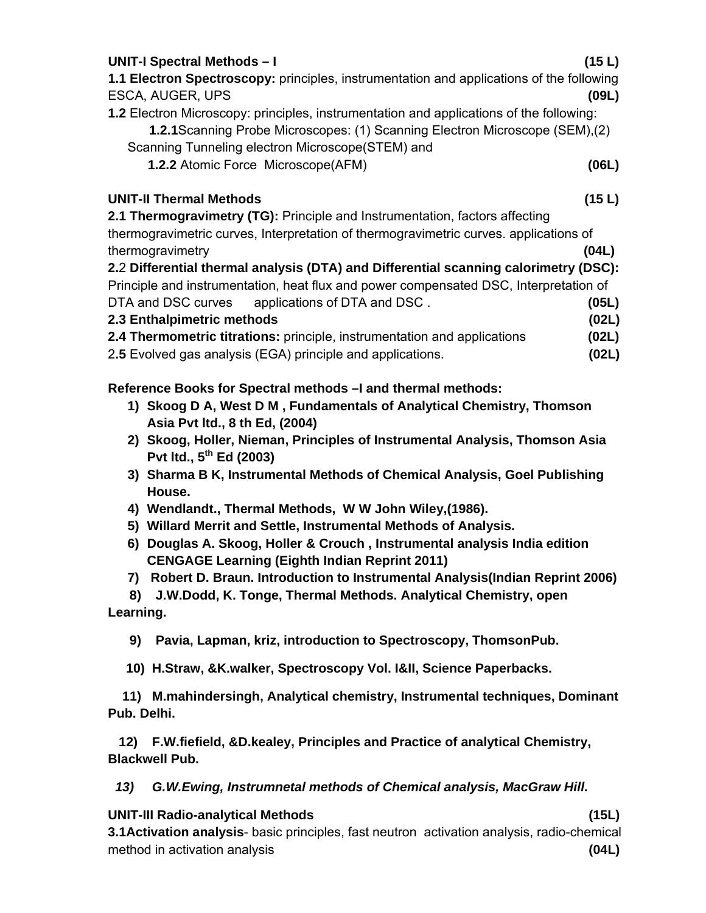**UNIT-I Spectral Methods – I** **(15 L)**

**1.1 Electron Spectroscopy:** principles, instrumentation and applications of the following ESCA, AUGER, UPS **(09L)**

**1.2** Electron Microscopy: principles, instrumentation and applications of the following:

**1.2.1**Scanning Probe Microscopes: (1) Scanning Electron Microscope (SEM),(2) Scanning Tunneling electron Microscope(STEM) and

**1.2.2** Atomic Force Microscope(AFM) **(06L)**

**UNIT-II Thermal Methods** **(15 L)**

**2.1 Thermogravimetry (TG):** Principle and Instrumentation, factors affecting thermogravimetric curves, Interpretation of thermogravimetric curves. applications of thermogravimetry **(04L)**

**2.**2 **Differential thermal analysis (DTA) and Differential scanning calorimetry (DSC):** Principle and instrumentation, heat flux and power compensated DSC, Interpretation of DTA and DSC curves applications of DTA and DSC . **(05L)**

**2.3 Enthalpimetric methods** **(02L)**

**2.4 Thermometric titrations:** principle, instrumentation and applications **(02L)**

2**.5** Evolved gas analysis (EGA) principle and applications. **(02L)**

**Reference Books for Spectral methods –I and thermal methods:**

1) **Skoog D A, West D M , Fundamentals of Analytical Chemistry, Thomson Asia Pvt ltd., 8 th Ed, (2004)**
2) **Skoog, Holler, Nieman, Principles of Instrumental Analysis, Thomson Asia Pvt ltd., 5th Ed (2003)**
3) **Sharma B K, Instrumental Methods of Chemical Analysis, Goel Publishing House.**
4) **Wendlandt., Thermal Methods, W W John Wiley,(1986).**
5) **Willard Merrit and Settle, Instrumental Methods of Analysis.**
6) **Douglas A. Skoog, Holler & Crouch , Instrumental analysis India edition CENGAGE Learning (Eighth Indian Reprint 2011)**
7) **Robert D. Braun. Introduction to Instrumental Analysis(Indian Reprint 2006)**
8) **J.W.Dodd, K. Tonge, Thermal Methods. Analytical Chemistry, open Learning.**
9) **Pavia, Lapman, kriz, introduction to Spectroscopy, ThomsonPub.**
10) **H.Straw, &K.walker, Spectroscopy Vol. I&II, Science Paperbacks.**
11) **M.mahindersingh, Analytical chemistry, Instrumental techniques, Dominant Pub. Delhi.**
12) **F.W.fiefield, &D.kealey, Principles and Practice of analytical Chemistry, Blackwell Pub.**
13) ***G.W.Ewing, Instrumnetal methods of Chemical analysis, MacGraw Hill.***

**UNIT-III Radio-analytical Methods** **(15L)**

**3.1Activation analysis**- basic principles, fast neutron activation analysis, radio-chemical method in activation analysis **(04L)**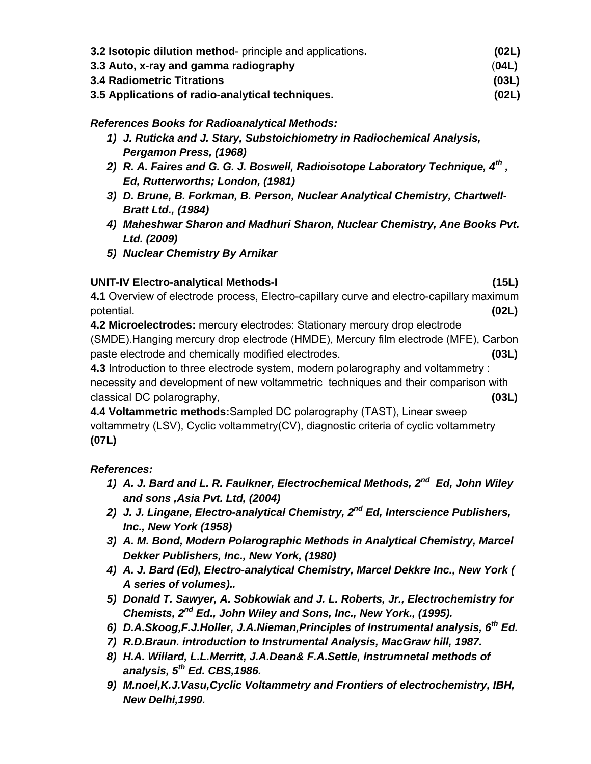**3.2 Isotopic dilution method**- principle and applications**.** **(02L)**

**3.3 Auto, x-ray and gamma radiography** (**04L)**

**3.4 Radiometric Titrations** **(03L)**

**3.5 Applications of radio-analytical techniques.** **(02L)**

***References Books for Radioanalytical Methods:***

1) ***J. Ruticka and J. Stary, Substoichiometry in Radiochemical Analysis, Pergamon Press, (1968)***
2) ***R. A. Faires and G. G. J. Boswell, Radioisotope Laboratory Technique, 4th , Ed, Rutterworths; London, (1981)***
3) ***D. Brune, B. Forkman, B. Person, Nuclear Analytical Chemistry, Chartwell-Bratt Ltd., (1984)***
4) ***Maheshwar Sharon and Madhuri Sharon, Nuclear Chemistry, Ane Books Pvt. Ltd. (2009)***
5) ***Nuclear Chemistry By Arnikar***

**UNIT-IV Electro-analytical Methods-I** **(15L)**

**4.1** Overview of electrode process, Electro-capillary curve and electro-capillary maximum potential. **(02L)**

**4.2 Microelectrodes:** mercury electrodes: Stationary mercury drop electrode (SMDE).Hanging mercury drop electrode (HMDE), Mercury film electrode (MFE), Carbon paste electrode and chemically modified electrodes. **(03L)**

**4.3** Introduction to three electrode system, modern polarography and voltammetry : necessity and development of new voltammetric techniques and their comparison with classical DC polarography, **(03L)**

**4.4 Voltammetric methods:**Sampled DC polarography (TAST), Linear sweep voltammetry (LSV), Cyclic voltammetry(CV), diagnostic criteria of cyclic voltammetry **(07L)**

***References:***

1) ***A. J. Bard and L. R. Faulkner, Electrochemical Methods, 2nd Ed, John Wiley and sons ,Asia Pvt. Ltd, (2004)***
2) ***J. J. Lingane, Electro-analytical Chemistry, 2nd Ed, Interscience Publishers, Inc., New York (1958)***
3) ***A. M. Bond, Modern Polarographic Methods in Analytical Chemistry, Marcel Dekker Publishers, Inc., New York, (1980)***
4) ***A. J. Bard (Ed), Electro-analytical Chemistry, Marcel Dekkre Inc., New York ( A series of volumes)..***
5) ***Donald T. Sawyer, A. Sobkowiak and J. L. Roberts, Jr., Electrochemistry for Chemists, 2nd Ed., John Wiley and Sons, Inc., New York., (1995).***
6) ***D.A.Skoog,F.J.Holler, J.A.Nieman,Principles of Instrumental analysis, 6th Ed.***
7) ***R.D.Braun. introduction to Instrumental Analysis, MacGraw hill, 1987.***
8) ***H.A. Willard, L.L.Merritt, J.A.Dean& F.A.Settle, Instrumnetal methods of analysis, 5th Ed. CBS,1986.***
9) ***M.noel,K.J.Vasu,Cyclic Voltammetry and Frontiers of electrochemistry, IBH, New Delhi,1990.***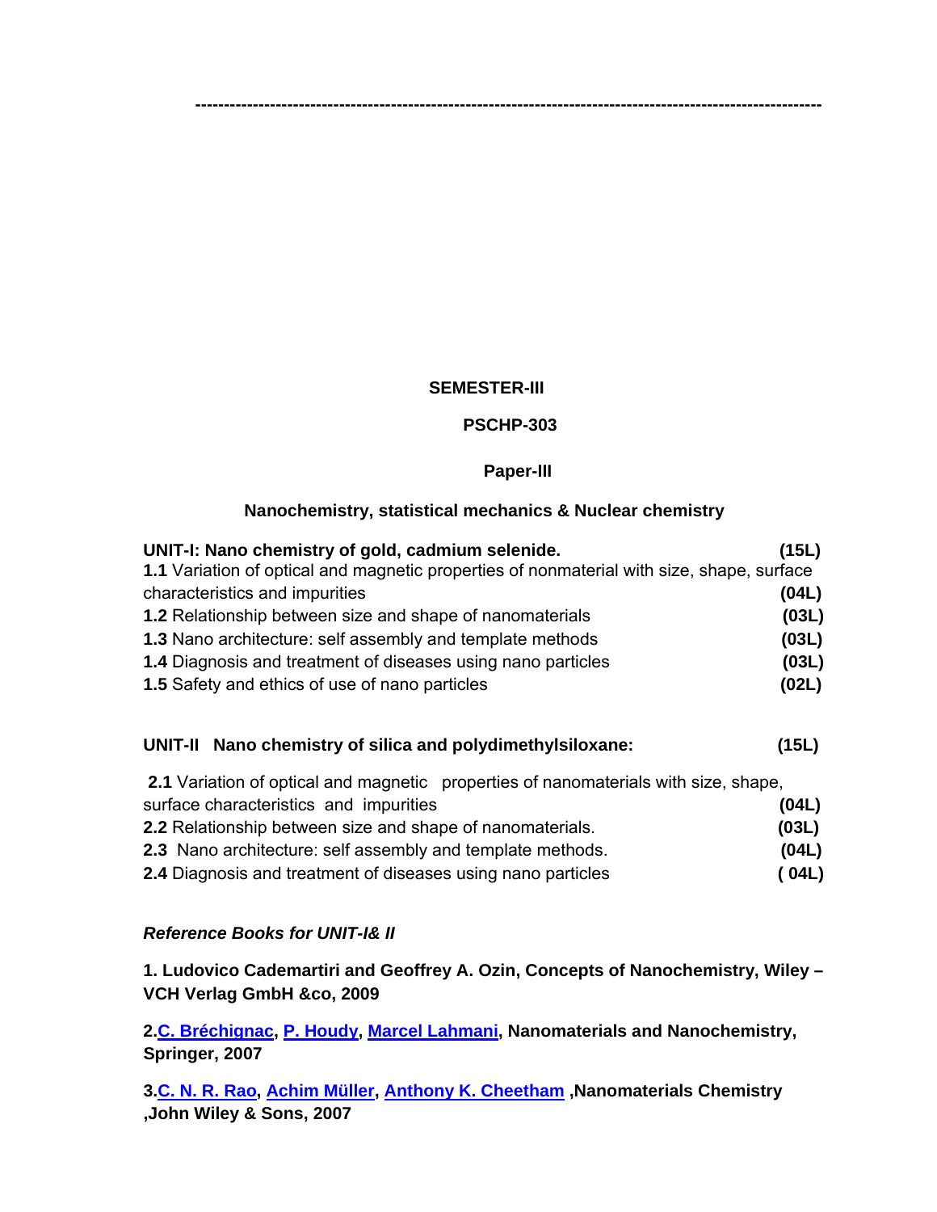---

**SEMESTER-III**

**PSCHP-303**

**Paper-III**

**Nanochemistry, statistical mechanics & Nuclear chemistry**

**UNIT-I: Nano chemistry of gold, cadmium selenide.** **(15L)**

**1.1** Variation of optical and magnetic properties of nonmaterial with size, shape, surface characteristics and impurities **(04L)**

**1.2** Relationship between size and shape of nanomaterials **(03L)**

**1.3** Nano architecture: self assembly and template methods **(03L)**

**1.4** Diagnosis and treatment of diseases using nano particles **(03L)**

**1.5** Safety and ethics of use of nano particles **(02L)**

**UNIT-II Nano chemistry of silica and polydimethylsiloxane:** **(15L)**

**2.1** Variation of optical and magnetic properties of nanomaterials with size, shape, surface characteristics and impurities **(04L)**

**2.2** Relationship between size and shape of nanomaterials. **(03L)**

**2.3** Nano architecture: self assembly and template methods. **(04L)**

**2.4** Diagnosis and treatment of diseases using nano particles **( 04L)**

***Reference Books for UNIT-I& II***

**1. Ludovico Cademartiri and Geoffrey A. Ozin, Concepts of Nanochemistry, Wiley – VCH Verlag GmbH &co, 2009**

**2.C. Bréchignac, P. Houdy, Marcel Lahmani, Nanomaterials and Nanochemistry, Springer, 2007**

**3.C. N. R. Rao, Achim Müller, Anthony K. Cheetham ,Nanomaterials Chemistry ,John Wiley & Sons, 2007**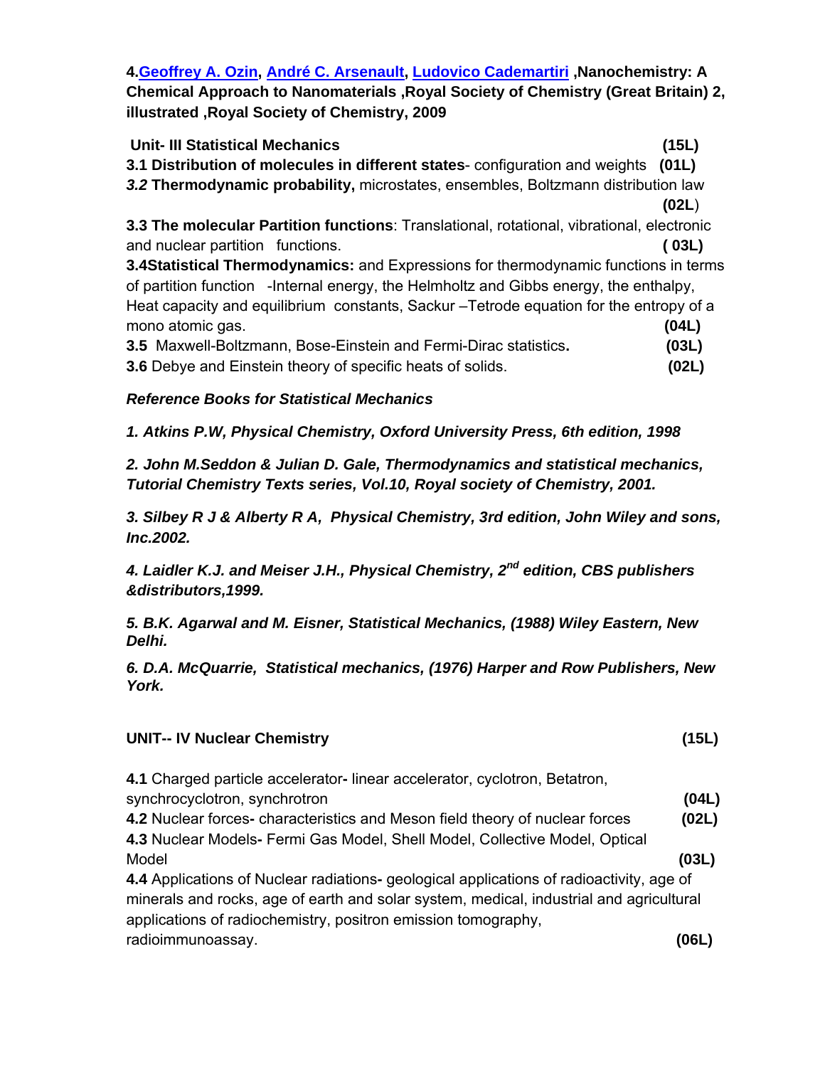**4.Geoffrey A. Ozin, André C. Arsenault, Ludovico Cademartiri ,Nanochemistry: A Chemical Approach to Nanomaterials ,Royal Society of Chemistry (Great Britain) 2, illustrated ,Royal Society of Chemistry, 2009**

**Unit- III Statistical Mechanics (15L)**

**3.1 Distribution of molecules in different states**- configuration and weights **(01L)**

***3.2*** **Thermodynamic probability,** microstates, ensembles, Boltzmann distribution law **(02L)**

**3.3 The molecular Partition functions**: Translational, rotational, vibrational, electronic and nuclear partition functions. **( 03L)**

**3.4Statistical Thermodynamics:** and Expressions for thermodynamic functions in terms of partition function -Internal energy, the Helmholtz and Gibbs energy, the enthalpy, Heat capacity and equilibrium constants, Sackur –Tetrode equation for the entropy of a mono atomic gas. **(04L)**

**3.5** Maxwell-Boltzmann, Bose-Einstein and Fermi-Dirac statistics**.** **(03L)**

**3.6** Debye and Einstein theory of specific heats of solids. **(02L)**

***Reference Books for Statistical Mechanics***

***1. Atkins P.W, Physical Chemistry, Oxford University Press, 6th edition, 1998***

***2. John M.Seddon & Julian D. Gale, Thermodynamics and statistical mechanics, Tutorial Chemistry Texts series, Vol.10, Royal society of Chemistry, 2001.***

***3. Silbey R J & Alberty R A, Physical Chemistry, 3rd edition, John Wiley and sons, Inc.2002.***

***4. Laidler K.J. and Meiser J.H., Physical Chemistry, 2nd edition, CBS publishers &distributors,1999.***

***5. B.K. Agarwal and M. Eisner, Statistical Mechanics, (1988) Wiley Eastern, New Delhi.***

***6. D.A. McQuarrie, Statistical mechanics, (1976) Harper and Row Publishers, New York.***

**UNIT-- IV Nuclear Chemistry (15L)**

**4.1** Charged particle accelerator**-** linear accelerator, cyclotron, Betatron, synchrocyclotron, synchrotron **(04L)**

**4.2** Nuclear forces**-** characteristics and Meson field theory of nuclear forces **(02L)**

**4.3** Nuclear Models**-** Fermi Gas Model, Shell Model, Collective Model, Optical Model **(03L)**

**4.4** Applications of Nuclear radiations**-** geological applications of radioactivity, age of minerals and rocks, age of earth and solar system, medical, industrial and agricultural applications of radiochemistry, positron emission tomography, radioimmunoassay. **(06L)**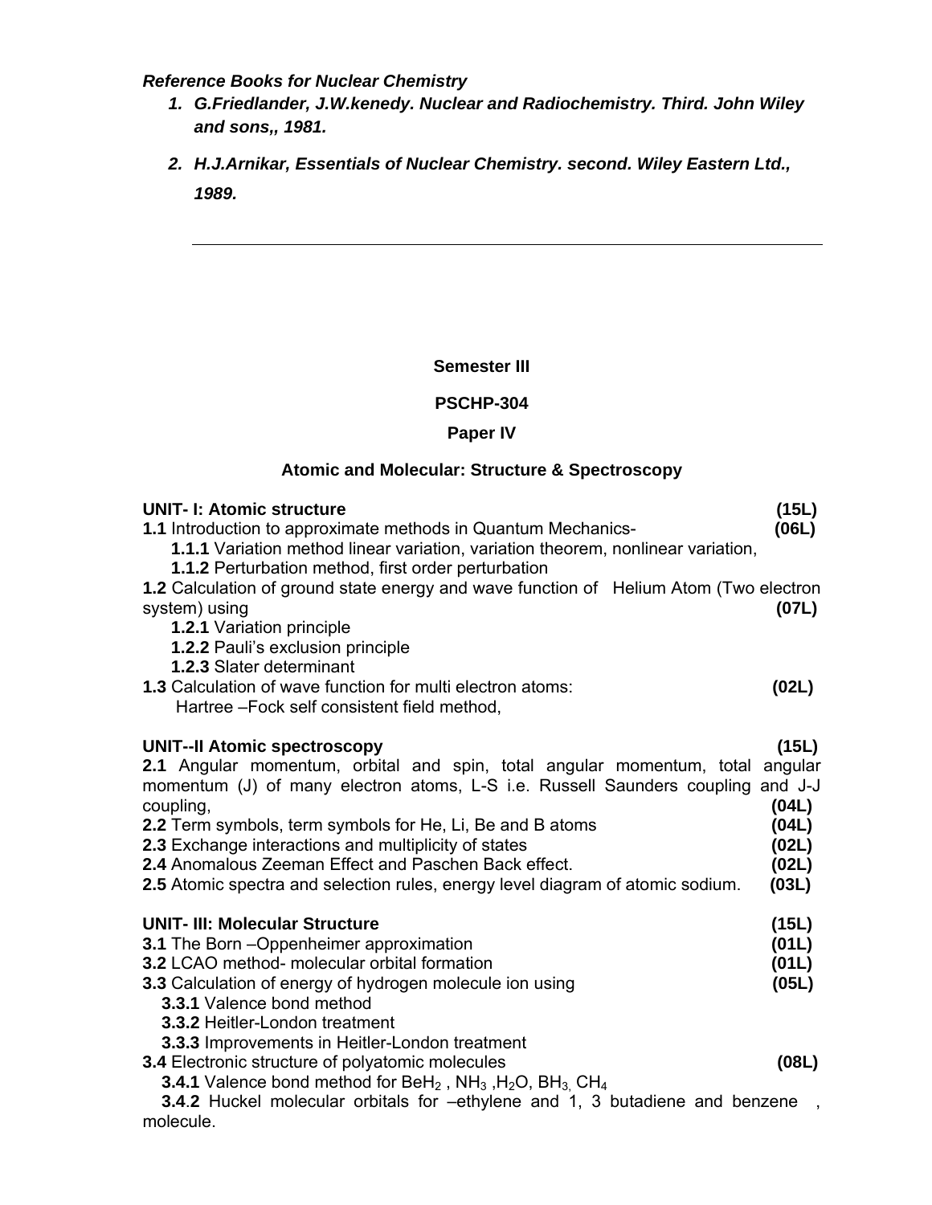***Reference Books for Nuclear Chemistry***

1. ***G.Friedlander, J.W.kenedy. Nuclear and Radiochemistry. Third. John Wiley and sons,, 1981.***
2. ***H.J.Arnikar, Essentials of Nuclear Chemistry. second. Wiley Eastern Ltd., 1989.***

---

**Semester III**

**PSCHP-304**

**Paper IV**

**Atomic and Molecular: Structure & Spectroscopy**

**UNIT- I: Atomic structure** **(15L)**

**1.1** Introduction to approximate methods in Quantum Mechanics- **(06L)**

**1.1.1** Variation method linear variation, variation theorem, nonlinear variation,

**1.1.2** Perturbation method, first order perturbation

**1.2** Calculation of ground state energy and wave function of Helium Atom (Two electron system) using **(07L)**

**1.2.1** Variation principle

**1.2.2** Pauli's exclusion principle

**1.2.3** Slater determinant

**1.3** Calculation of wave function for multi electron atoms: **(02L)**

Hartree –Fock self consistent field method,

**UNIT--II Atomic spectroscopy** **(15L)**

**2.1** Angular momentum, orbital and spin, total angular momentum, total angular momentum (J) of many electron atoms, L-S i.e. Russell Saunders coupling and J-J coupling, **(04L)**

**2.2** Term symbols, term symbols for He, Li, Be and B atoms **(04L)**

**2.3** Exchange interactions and multiplicity of states **(02L)**

**2.4** Anomalous Zeeman Effect and Paschen Back effect. **(02L)**

**2.5** Atomic spectra and selection rules, energy level diagram of atomic sodium. **(03L)**

**UNIT- III: Molecular Structure** **(15L)**

**3.1** The Born –Oppenheimer approximation **(01L)**

**3.2** LCAO method- molecular orbital formation **(01L)**

**3.3** Calculation of energy of hydrogen molecule ion using **(05L)**

**3.3.1** Valence bond method

**3.3.2** Heitler-London treatment

**3.3.3** Improvements in Heitler-London treatment

**3.4** Electronic structure of polyatomic molecules **(08L)**

**3.4.1** Valence bond method for $BeH_2$ , $NH_3$ ,$H_2O$, $BH_3$, $CH_4$

**3.4.2** Huckel molecular orbitals for –ethylene and 1, 3 butadiene and benzene , molecule.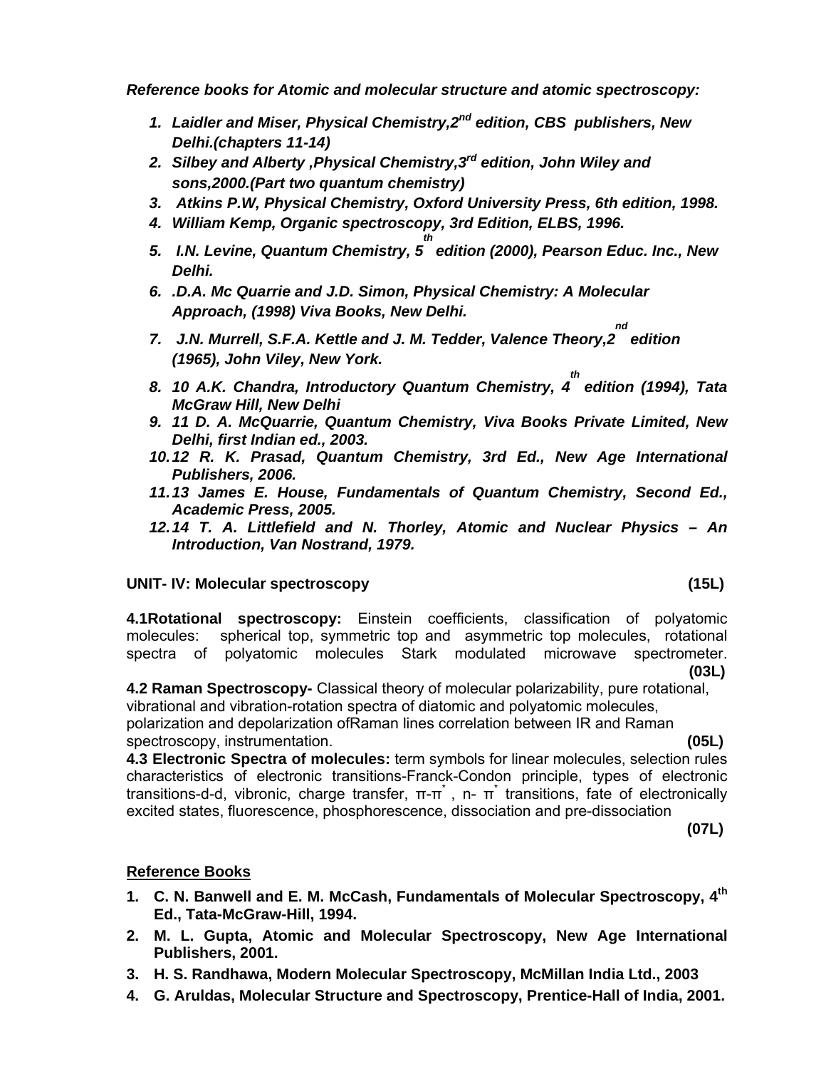***Reference books for Atomic and molecular structure and atomic spectroscopy:***

1. ***Laidler and Miser, Physical Chemistry,2$^{nd}$ edition, CBS publishers, New Delhi.(chapters 11-14)***
2. ***Silbey and Alberty ,Physical Chemistry,3$^{rd}$ edition, John Wiley and sons,2000.(Part two quantum chemistry)***
3. ***Atkins P.W, Physical Chemistry, Oxford University Press, 6th edition, 1998.***
4. ***William Kemp, Organic spectroscopy, 3rd Edition, ELBS, 1996.***
5. ***I.N. Levine, Quantum Chemistry, 5$^{th}$ edition (2000), Pearson Educ. Inc., New Delhi.***
6. ***.D.A. Mc Quarrie and J.D. Simon, Physical Chemistry: A Molecular Approach, (1998) Viva Books, New Delhi.***
7. ***J.N. Murrell, S.F.A. Kettle and J. M. Tedder, Valence Theory,2$^{nd}$ edition (1965), John Viley, New York.***
8. ***10 A.K. Chandra, Introductory Quantum Chemistry, 4$^{th}$ edition (1994), Tata McGraw Hill, New Delhi***
9. ***11 D. A. McQuarrie, Quantum Chemistry, Viva Books Private Limited, New Delhi, first Indian ed., 2003.***
10. ***12 R. K. Prasad, Quantum Chemistry, 3rd Ed., New Age International Publishers, 2006.***
11. ***13 James E. House, Fundamentals of Quantum Chemistry, Second Ed., Academic Press, 2005.***
12. ***14 T. A. Littlefield and N. Thorley, Atomic and Nuclear Physics – An Introduction, Van Nostrand, 1979.***

**UNIT- IV: Molecular spectroscopy (15L)**

**4.1Rotational spectroscopy:** Einstein coefficients, classification of polyatomic molecules: spherical top, symmetric top and asymmetric top molecules, rotational spectra of polyatomic molecules Stark modulated microwave spectrometer. **(03L)**

**4.2 Raman Spectroscopy-** Classical theory of molecular polarizability, pure rotational, vibrational and vibration-rotation spectra of diatomic and polyatomic molecules, polarization and depolarization ofRaman lines correlation between IR and Raman spectroscopy, instrumentation. **(05L)**

**4.3 Electronic Spectra of molecules:** term symbols for linear molecules, selection rules characteristics of electronic transitions-Franck-Condon principle, types of electronic transitions-d-d, vibronic, charge transfer, $\pi$-$\pi^*$ , n- $\pi^*$ transitions, fate of electronically excited states, fluorescence, phosphorescence, dissociation and pre-dissociation **(07L)**

**Reference Books**

1. **C. N. Banwell and E. M. McCash, Fundamentals of Molecular Spectroscopy, 4$^{th}$ Ed., Tata-McGraw-Hill, 1994.**
2. **M. L. Gupta, Atomic and Molecular Spectroscopy, New Age International Publishers, 2001.**
3. **H. S. Randhawa, Modern Molecular Spectroscopy, McMillan India Ltd., 2003**
4. **G. Aruldas, Molecular Structure and Spectroscopy, Prentice-Hall of India, 2001.**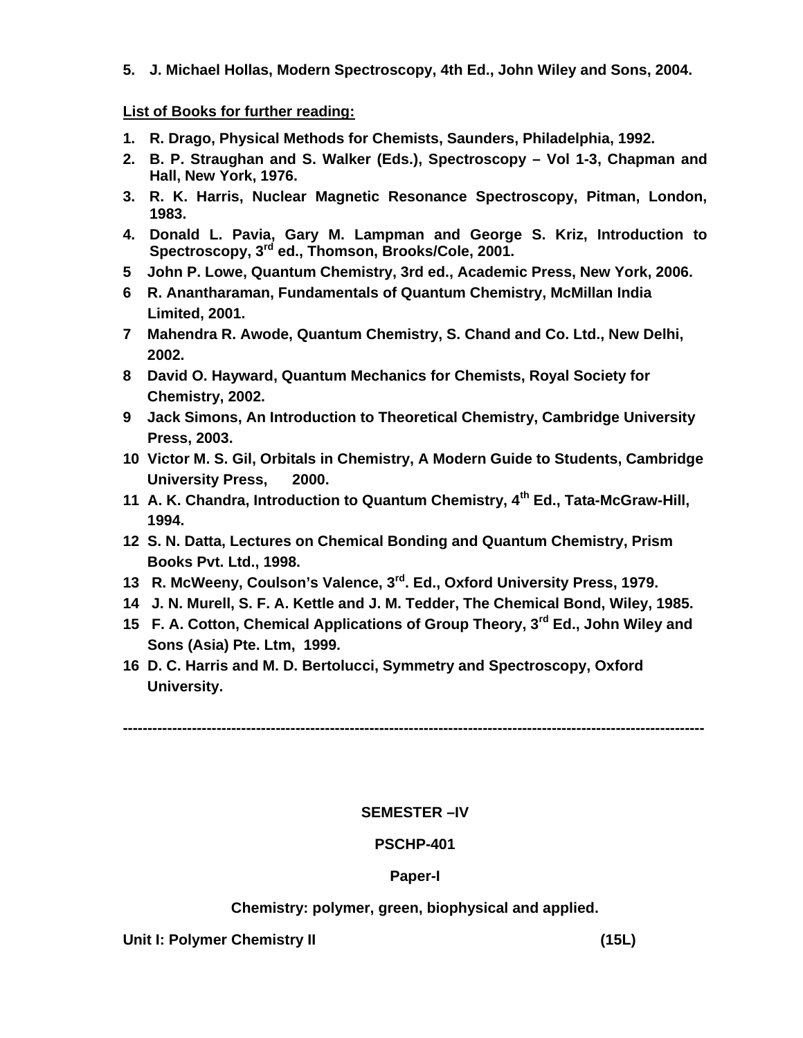5. **J. Michael Hollas, Modern Spectroscopy, 4th Ed., John Wiley and Sons, 2004.**

**List of Books for further reading:**

1. **R. Drago, Physical Methods for Chemists, Saunders, Philadelphia, 1992.**
2. **B. P. Straughan and S. Walker (Eds.), Spectroscopy – Vol 1-3, Chapman and Hall, New York, 1976.**
3. **R. K. Harris, Nuclear Magnetic Resonance Spectroscopy, Pitman, London, 1983.**
4. **Donald L. Pavia, Gary M. Lampman and George S. Kriz, Introduction to Spectroscopy, 3rd ed., Thomson, Brooks/Cole, 2001.**
5. **John P. Lowe, Quantum Chemistry, 3rd ed., Academic Press, New York, 2006.**
6. **R. Anantharaman, Fundamentals of Quantum Chemistry, McMillan India Limited, 2001.**
7. **Mahendra R. Awode, Quantum Chemistry, S. Chand and Co. Ltd., New Delhi, 2002.**
8. **David O. Hayward, Quantum Mechanics for Chemists, Royal Society for Chemistry, 2002.**
9. **Jack Simons, An Introduction to Theoretical Chemistry, Cambridge University Press, 2003.**
10. **Victor M. S. Gil, Orbitals in Chemistry, A Modern Guide to Students, Cambridge University Press, 2000.**
11. **A. K. Chandra, Introduction to Quantum Chemistry, 4th Ed., Tata-McGraw-Hill, 1994.**
12. **S. N. Datta, Lectures on Chemical Bonding and Quantum Chemistry, Prism Books Pvt. Ltd., 1998.**
13. **R. McWeeny, Coulson's Valence, 3rd. Ed., Oxford University Press, 1979.**
14. **J. N. Murell, S. F. A. Kettle and J. M. Tedder, The Chemical Bond, Wiley, 1985.**
15. **F. A. Cotton, Chemical Applications of Group Theory, 3rd Ed., John Wiley and Sons (Asia) Pte. Ltm, 1999.**
16. **D. C. Harris and M. D. Bertolucci, Symmetry and Spectroscopy, Oxford University.**

---

**SEMESTER –IV**

**PSCHP-401**

**Paper-I**

**Chemistry: polymer, green, biophysical and applied.**

**Unit I: Polymer Chemistry II (15L)**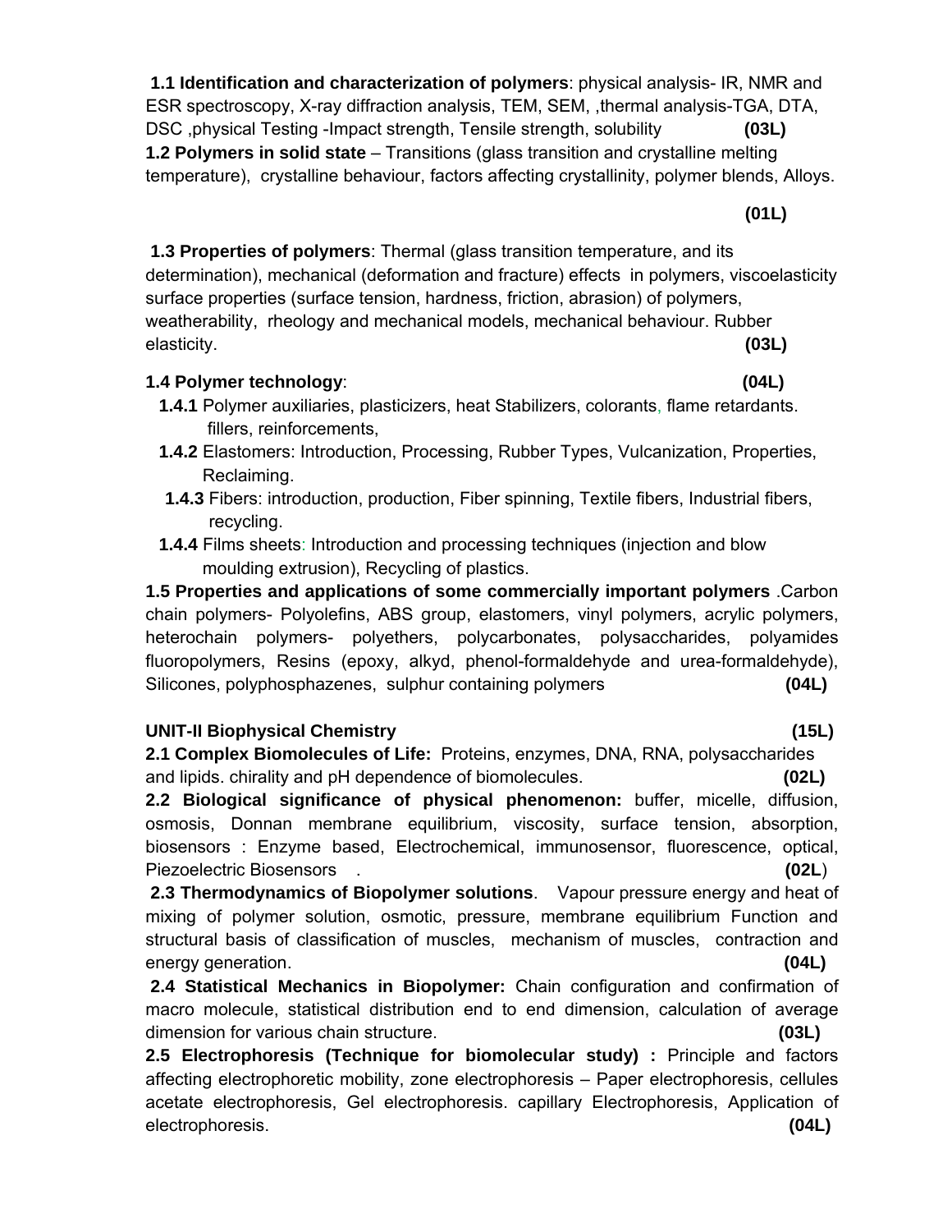**1.1 Identification and characterization of polymers**: physical analysis- IR, NMR and ESR spectroscopy, X-ray diffraction analysis, TEM, SEM, ,thermal analysis-TGA, DTA, DSC ,physical Testing -Impact strength, Tensile strength, solubility **(03L)**

**1.2 Polymers in solid state** – Transitions (glass transition and crystalline melting temperature), crystalline behaviour, factors affecting crystallinity, polymer blends, Alloys. **(01L)**

**1.3 Properties of polymers**: Thermal (glass transition temperature, and its determination), mechanical (deformation and fracture) effects in polymers, viscoelasticity surface properties (surface tension, hardness, friction, abrasion) of polymers, weatherability, rheology and mechanical models, mechanical behaviour. Rubber elasticity. **(03L)**

**1.4 Polymer technology**: **(04L)**

- **1.4.1** Polymer auxiliaries, plasticizers, heat Stabilizers, colorants, flame retardants. fillers, reinforcements,
- **1.4.2** Elastomers: Introduction, Processing, Rubber Types, Vulcanization, Properties, Reclaiming.
- **1.4.3** Fibers: introduction, production, Fiber spinning, Textile fibers, Industrial fibers, recycling.
- **1.4.4** Films sheets: Introduction and processing techniques (injection and blow moulding extrusion), Recycling of plastics.

**1.5 Properties and applications of some commercially important polymers** .Carbon chain polymers- Polyolefins, ABS group, elastomers, vinyl polymers, acrylic polymers, heterochain polymers- polyethers, polycarbonates, polysaccharides, polyamides fluoropolymers, Resins (epoxy, alkyd, phenol-formaldehyde and urea-formaldehyde), Silicones, polyphosphazenes, sulphur containing polymers **(04L)**

**UNIT-II Biophysical Chemistry** **(15L)**

**2.1 Complex Biomolecules of Life:** Proteins, enzymes, DNA, RNA, polysaccharides and lipids. chirality and pH dependence of biomolecules. **(02L)**

**2.2 Biological significance of physical phenomenon:** buffer, micelle, diffusion, osmosis, Donnan membrane equilibrium, viscosity, surface tension, absorption, biosensors : Enzyme based, Electrochemical, immunosensor, fluorescence, optical, Piezoelectric Biosensors . **(02L)**

**2.3 Thermodynamics of Biopolymer solutions**. Vapour pressure energy and heat of mixing of polymer solution, osmotic, pressure, membrane equilibrium Function and structural basis of classification of muscles, mechanism of muscles, contraction and energy generation. **(04L)**

**2.4 Statistical Mechanics in Biopolymer:** Chain configuration and confirmation of macro molecule, statistical distribution end to end dimension, calculation of average dimension for various chain structure. **(03L)**

**2.5 Electrophoresis (Technique for biomolecular study) :** Principle and factors affecting electrophoretic mobility, zone electrophoresis – Paper electrophoresis, cellules acetate electrophoresis, Gel electrophoresis. capillary Electrophoresis, Application of electrophoresis. **(04L)**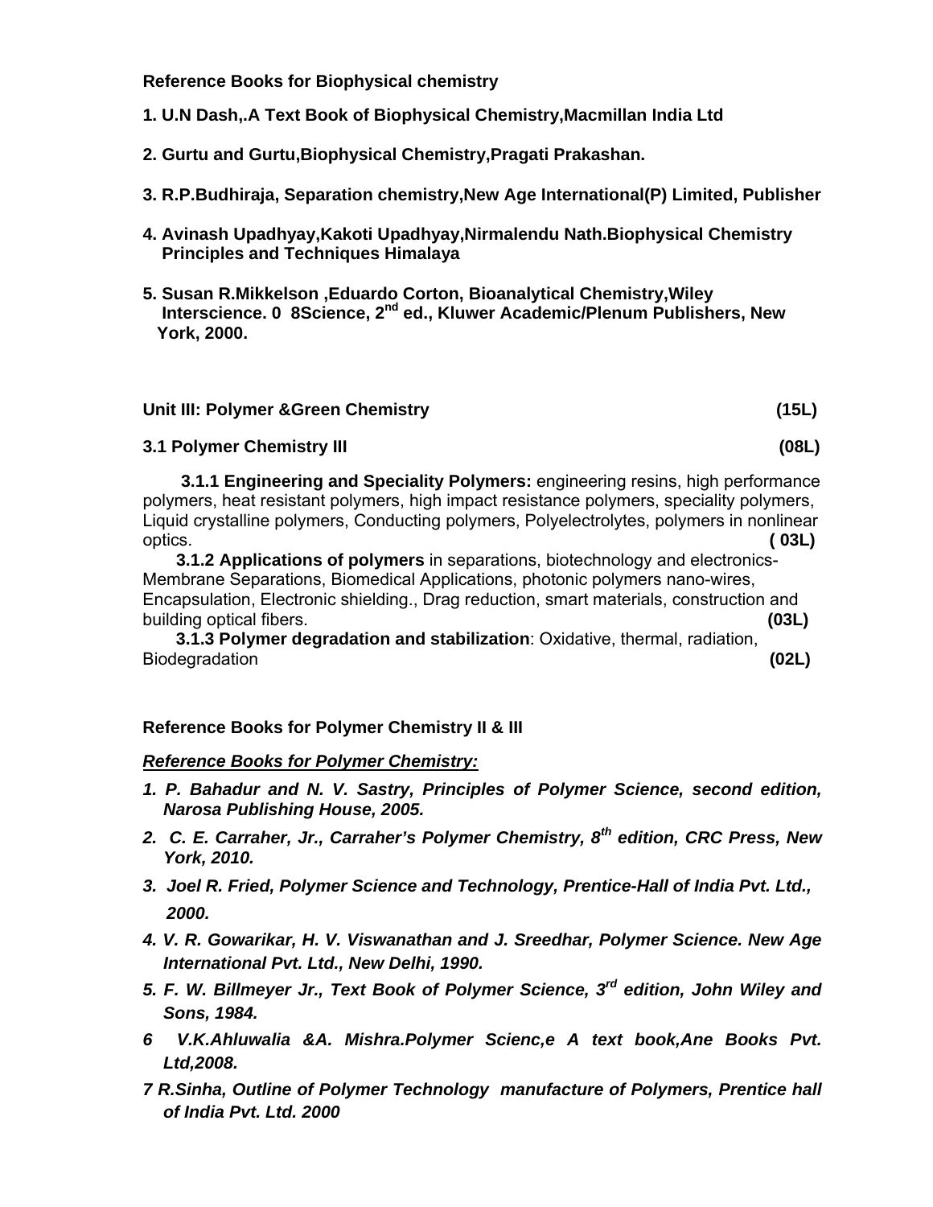**Reference Books for Biophysical chemistry**

1. **U.N Dash,.A Text Book of Biophysical Chemistry,Macmillan India Ltd**
2. **Gurtu and Gurtu,Biophysical Chemistry,Pragati Prakashan.**
3. **R.P.Budhiraja, Separation chemistry,New Age International(P) Limited, Publisher**
4. **Avinash Upadhyay,Kakoti Upadhyay,Nirmalendu Nath.Biophysical Chemistry Principles and Techniques Himalaya**
5. **Susan R.Mikkelson ,Eduardo Corton, Bioanalytical Chemistry,Wiley Interscience. 0 8Science, 2nd ed., Kluwer Academic/Plenum Publishers, New York, 2000.**

**Unit III: Polymer &Green Chemistry (15L)**

**3.1 Polymer Chemistry III (08L)**

**3.1.1 Engineering and Speciality Polymers:** engineering resins, high performance polymers, heat resistant polymers, high impact resistance polymers, speciality polymers, Liquid crystalline polymers, Conducting polymers, Polyelectrolytes, polymers in nonlinear optics. **( 03L)**

**3.1.2 Applications of polymers** in separations, biotechnology and electronics- Membrane Separations, Biomedical Applications, photonic polymers nano-wires, Encapsulation, Electronic shielding., Drag reduction, smart materials, construction and building optical fibers. **(03L)**

**3.1.3 Polymer degradation and stabilization**: Oxidative, thermal, radiation, Biodegradation **(02L)**

**Reference Books for Polymer Chemistry II & III**

***Reference Books for Polymer Chemistry:***

1. ***P. Bahadur and N. V. Sastry, Principles of Polymer Science, second edition, Narosa Publishing House, 2005.***
2. ***C. E. Carraher, Jr., Carraher's Polymer Chemistry, 8th edition, CRC Press, New York, 2010.***
3. ***Joel R. Fried, Polymer Science and Technology, Prentice-Hall of India Pvt. Ltd., 2000.***
4. ***V. R. Gowarikar, H. V. Viswanathan and J. Sreedhar, Polymer Science. New Age International Pvt. Ltd., New Delhi, 1990.***
5. ***F. W. Billmeyer Jr., Text Book of Polymer Science, 3rd edition, John Wiley and Sons, 1984.***
6. ***V.K.Ahluwalia &A. Mishra.Polymer Scienc,e A text book,Ane Books Pvt. Ltd,2008.***
7. ***R.Sinha, Outline of Polymer Technology manufacture of Polymers, Prentice hall of India Pvt. Ltd. 2000***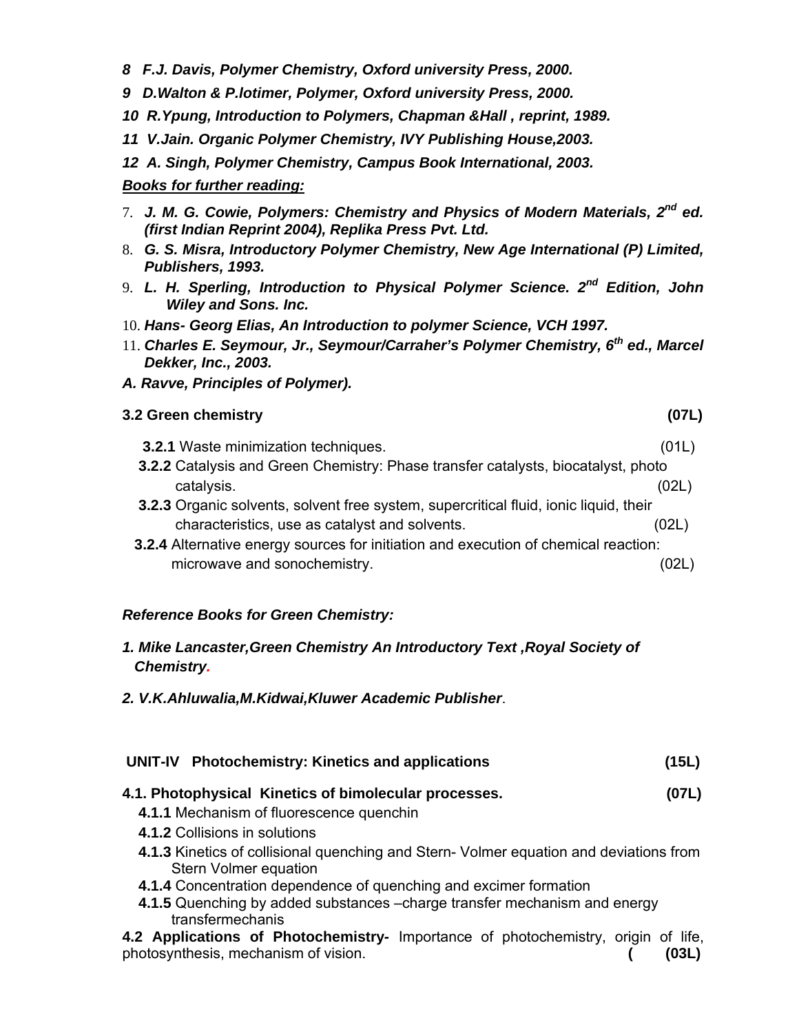*__8 F.J. Davis, Polymer Chemistry, Oxford university Press, 2000.__*

*__9 D.Walton & P.Iotimer, Polymer, Oxford university Press, 2000.__*

*__10 R.Ypung, Introduction to Polymers, Chapman &Hall , reprint, 1989.__*

*__11 V.Jain. Organic Polymer Chemistry, IVY Publishing House,2003.__*

*__12 A. Singh, Polymer Chemistry, Campus Book International, 2003.__*

*__<u>Books for further reading:</u>__*

7. *__J. M. G. Cowie, Polymers: Chemistry and Physics of Modern Materials, 2nd ed. (first Indian Reprint 2004), Replika Press Pvt. Ltd.__*
8. *__G. S. Misra, Introductory Polymer Chemistry, New Age International (P) Limited, Publishers, 1993.__*
9. *__L. H. Sperling, Introduction to Physical Polymer Science. 2nd Edition, John Wiley and Sons. Inc.__*
10. *__Hans- Georg Elias, An Introduction to polymer Science, VCH 1997.__*
11. *__Charles E. Seymour, Jr., Seymour/Carraher's Polymer Chemistry, 6th ed., Marcel Dekker, Inc., 2003.__*

*__A. Ravve, Principles of Polymer).__*

**3.2 Green chemistry (07L)**

**3.2.1** Waste minimization techniques. (01L)

**3.2.2** Catalysis and Green Chemistry: Phase transfer catalysts, biocatalyst, photo catalysis. (02L)

**3.2.3** Organic solvents, solvent free system, supercritical fluid, ionic liquid, their characteristics, use as catalyst and solvents. (02L)

**3.2.4** Alternative energy sources for initiation and execution of chemical reaction: microwave and sonochemistry. (02L)

*__Reference Books for Green Chemistry:__*

*__1. Mike Lancaster,Green Chemistry An Introductory Text ,Royal Society of Chemistry.__*

*__2. V.K.Ahluwalia,M.Kidwai,Kluwer Academic Publisher__*.

**UNIT-IV Photochemistry: Kinetics and applications (15L)**

**4.1. Photophysical Kinetics of bimolecular processes. (07L)**

**4.1.1** Mechanism of fluorescence quenchin

**4.1.2** Collisions in solutions

**4.1.3** Kinetics of collisional quenching and Stern- Volmer equation and deviations from Stern Volmer equation

**4.1.4** Concentration dependence of quenching and excimer formation

**4.1.5** Quenching by added substances –charge transfer mechanism and energy transfermechanis

**4.2 Applications of Photochemistry-** Importance of photochemistry, origin of life, photosynthesis, mechanism of vision. **( (03L)**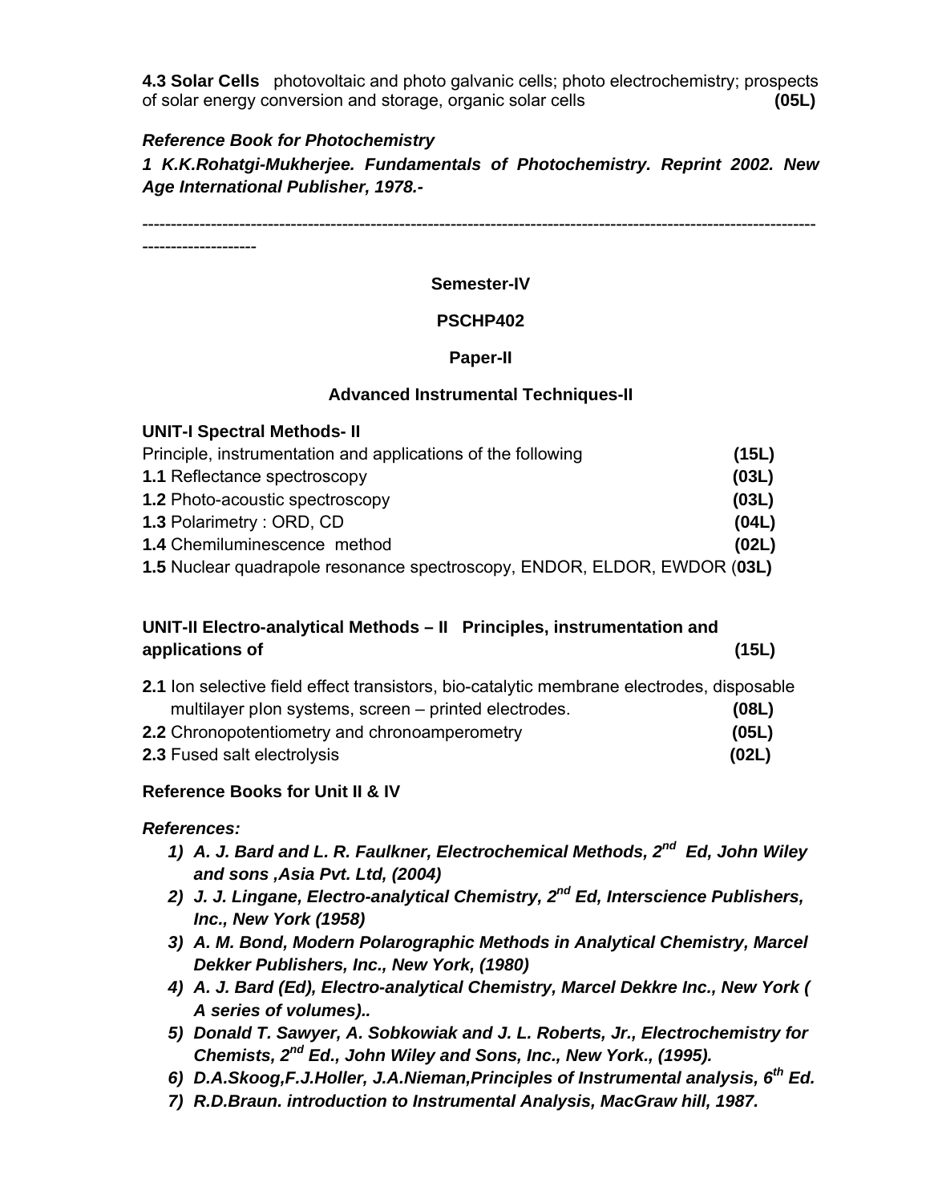**4.3 Solar Cells** photovoltaic and photo galvanic cells; photo electrochemistry; prospects of solar energy conversion and storage, organic solar cells **(05L)**

***Reference Book for Photochemistry***

***1 K.K.Rohatgi-Mukherjee. Fundamentals of Photochemistry. Reprint 2002. New Age International Publisher, 1978.-***

------------------------------------------------------------------------------------------------------------------------------------

**Semester-IV**

**PSCHP402**

**Paper-II**

**Advanced Instrumental Techniques-II**

**UNIT-I Spectral Methods- II**

Principle, instrumentation and applications of the following **(15L)**

**1.1** Reflectance spectroscopy **(03L)**

**1.2** Photo-acoustic spectroscopy **(03L)**

**1.3** Polarimetry : ORD, CD **(04L)**

**1.4** Chemiluminescence method **(02L)**

**1.5** Nuclear quadrapole resonance spectroscopy, ENDOR, ELDOR, EWDOR (**03L)**

**UNIT-II Electro-analytical Methods – II Principles, instrumentation and applications of (15L)**

**2.1** Ion selective field effect transistors, bio-catalytic membrane electrodes, disposable multilayer pIon systems, screen – printed electrodes. **(08L)**

**2.2** Chronopotentiometry and chronoamperometry **(05L)**

**2.3** Fused salt electrolysis **(02L)**

**Reference Books for Unit II & IV**

***References:***

1) ***A. J. Bard and L. R. Faulkner, Electrochemical Methods, 2nd Ed, John Wiley and sons ,Asia Pvt. Ltd, (2004)***
2) ***J. J. Lingane, Electro-analytical Chemistry, 2nd Ed, Interscience Publishers, Inc., New York (1958)***
3) ***A. M. Bond, Modern Polarographic Methods in Analytical Chemistry, Marcel Dekker Publishers, Inc., New York, (1980)***
4) ***A. J. Bard (Ed), Electro-analytical Chemistry, Marcel Dekkre Inc., New York ( A series of volumes)..***
5) ***Donald T. Sawyer, A. Sobkowiak and J. L. Roberts, Jr., Electrochemistry for Chemists, 2nd Ed., John Wiley and Sons, Inc., New York., (1995).***
6) ***D.A.Skoog,F.J.Holler, J.A.Nieman,Principles of Instrumental analysis, 6th Ed.***
7) ***R.D.Braun. introduction to Instrumental Analysis, MacGraw hill, 1987.***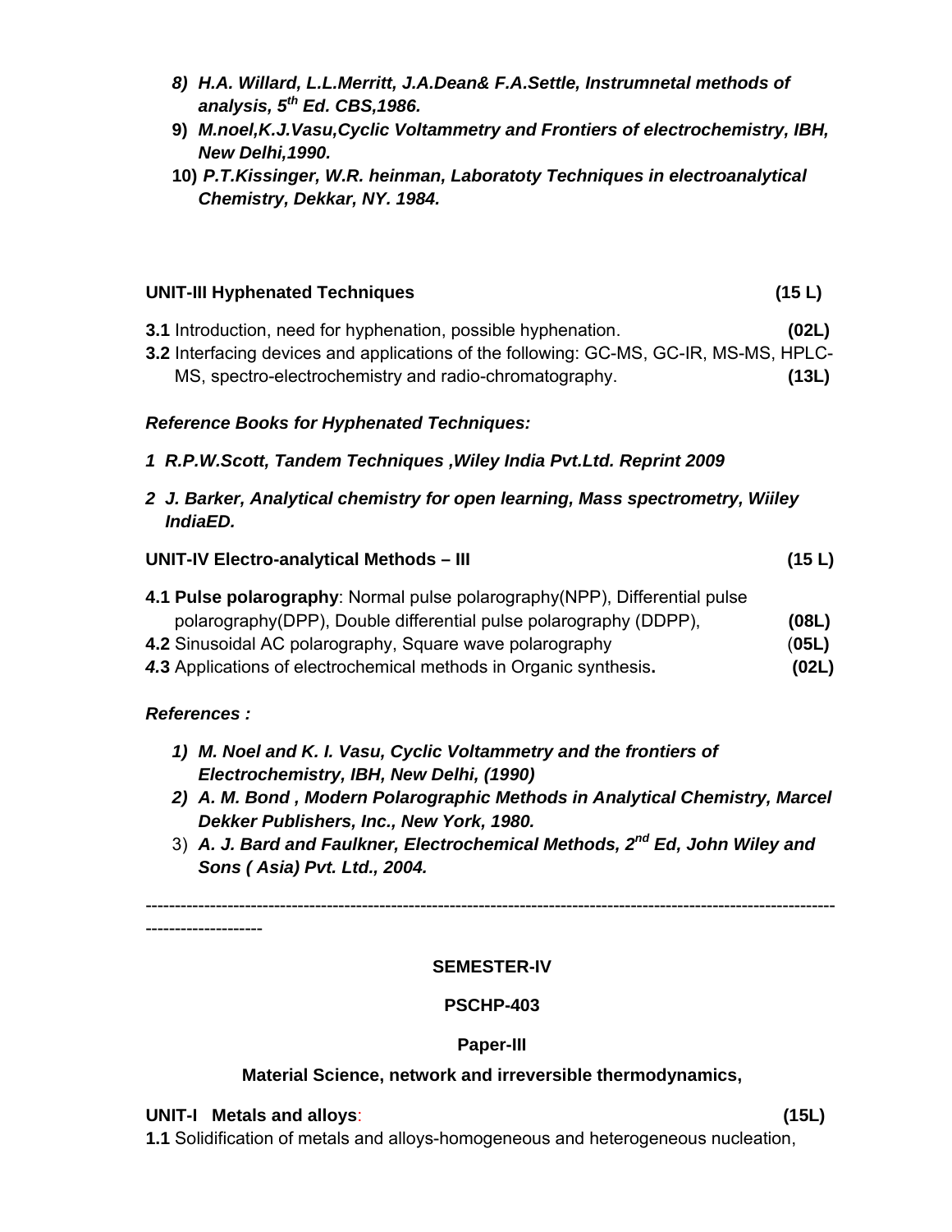8) ***H.A. Willard, L.L.Merritt, J.A.Dean& F.A.Settle, Instrumnetal methods of analysis, 5th Ed. CBS,1986.***
9) ***M.noel,K.J.Vasu,Cyclic Voltammetry and Frontiers of electrochemistry, IBH, New Delhi,1990.***
10) ***P.T.Kissinger, W.R. heinman, Laboratoty Techniques in electroanalytical Chemistry, Dekkar, NY. 1984.***

**UNIT-III Hyphenated Techniques** **(15 L)**

**3.1** Introduction, need for hyphenation, possible hyphenation. **(02L)**
**3.2** Interfacing devices and applications of the following: GC-MS, GC-IR, MS-MS, HPLC-MS, spectro-electrochemistry and radio-chromatography. **(13L)**

***Reference Books for Hyphenated Techniques:***

1 ***R.P.W.Scott, Tandem Techniques ,Wiley India Pvt.Ltd. Reprint 2009***

2 ***J. Barker, Analytical chemistry for open learning, Mass spectrometry, Wiiley IndiaED.***

**UNIT-IV Electro-analytical Methods – III** **(15 L)**

**4.1 Pulse polarography**: Normal pulse polarography(NPP), Differential pulse polarography(DPP), Double differential pulse polarography (DDPP), **(08L)**
**4.2** Sinusoidal AC polarography, Square wave polarography (**05L)**
***4.3*** Applications of electrochemical methods in Organic synthesis**.** **(02L)**

***References :***

1) ***M. Noel and K. I. Vasu, Cyclic Voltammetry and the frontiers of Electrochemistry, IBH, New Delhi, (1990)***
2) ***A. M. Bond , Modern Polarographic Methods in Analytical Chemistry, Marcel Dekker Publishers, Inc., New York, 1980.***
3) ***A. J. Bard and Faulkner, Electrochemical Methods, 2nd Ed, John Wiley and Sons ( Asia) Pvt. Ltd., 2004.***

---

**SEMESTER-IV**

**PSCHP-403**

**Paper-III**

**Material Science, network and irreversible thermodynamics,**

**UNIT-I Metals and alloys**: **(15L)**

**1.1** Solidification of metals and alloys-homogeneous and heterogeneous nucleation,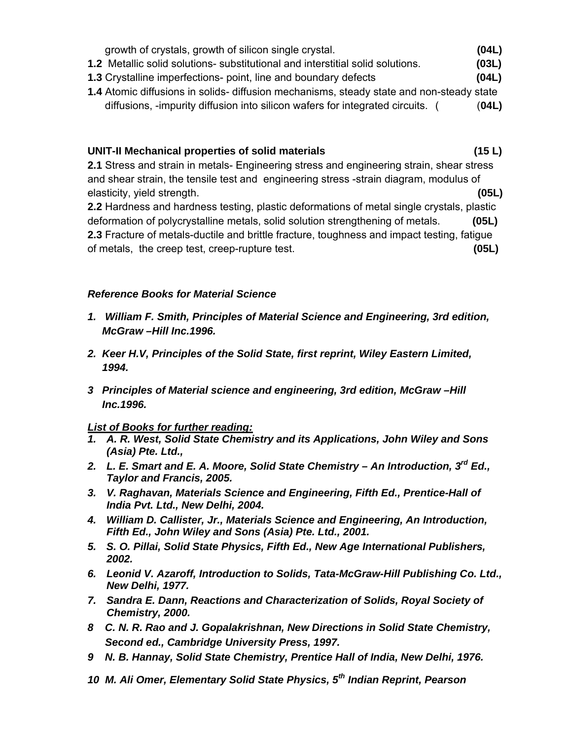growth of crystals, growth of silicon single crystal. **(04L)**

**1.2** Metallic solid solutions- substitutional and interstitial solid solutions. **(03L)**

**1.3** Crystalline imperfections- point, line and boundary defects **(04L)**

**1.4** Atomic diffusions in solids- diffusion mechanisms, steady state and non-steady state diffusions, -impurity diffusion into silicon wafers for integrated circuits. ( (**04L)**

**UNIT-II Mechanical properties of solid materials (15 L)**

**2.1** Stress and strain in metals- Engineering stress and engineering strain, shear stress and shear strain, the tensile test and engineering stress -strain diagram, modulus of elasticity, yield strength. **(05L)**

**2.2** Hardness and hardness testing, plastic deformations of metal single crystals, plastic deformation of polycrystalline metals, solid solution strengthening of metals. **(05L)**

**2.3** Fracture of metals-ductile and brittle fracture, toughness and impact testing, fatigue of metals, the creep test, creep-rupture test. **(05L)**

***Reference Books for Material Science***

1. ***William F. Smith, Principles of Material Science and Engineering, 3rd edition, McGraw –Hill Inc.1996.***
2. ***Keer H.V, Principles of the Solid State, first reprint, Wiley Eastern Limited, 1994.***
3. ***Principles of Material science and engineering, 3rd edition, McGraw –Hill Inc.1996.***

***List of Books for further reading:***

1. ***A. R. West, Solid State Chemistry and its Applications, John Wiley and Sons (Asia) Pte. Ltd.,***
2. ***L. E. Smart and E. A. Moore, Solid State Chemistry – An Introduction, 3rd Ed., Taylor and Francis, 2005.***
3. ***V. Raghavan, Materials Science and Engineering, Fifth Ed., Prentice-Hall of India Pvt. Ltd., New Delhi, 2004.***
4. ***William D. Callister, Jr., Materials Science and Engineering, An Introduction, Fifth Ed., John Wiley and Sons (Asia) Pte. Ltd., 2001.***
5. ***S. O. Pillai, Solid State Physics, Fifth Ed., New Age International Publishers, 2002.***
6. ***Leonid V. Azaroff, Introduction to Solids, Tata-McGraw-Hill Publishing Co. Ltd., New Delhi, 1977.***
7. ***Sandra E. Dann, Reactions and Characterization of Solids, Royal Society of Chemistry, 2000.***
8. ***C. N. R. Rao and J. Gopalakrishnan, New Directions in Solid State Chemistry, Second ed., Cambridge University Press, 1997.***
9. ***N. B. Hannay, Solid State Chemistry, Prentice Hall of India, New Delhi, 1976.***
10. ***M. Ali Omer, Elementary Solid State Physics, 5th Indian Reprint, Pearson***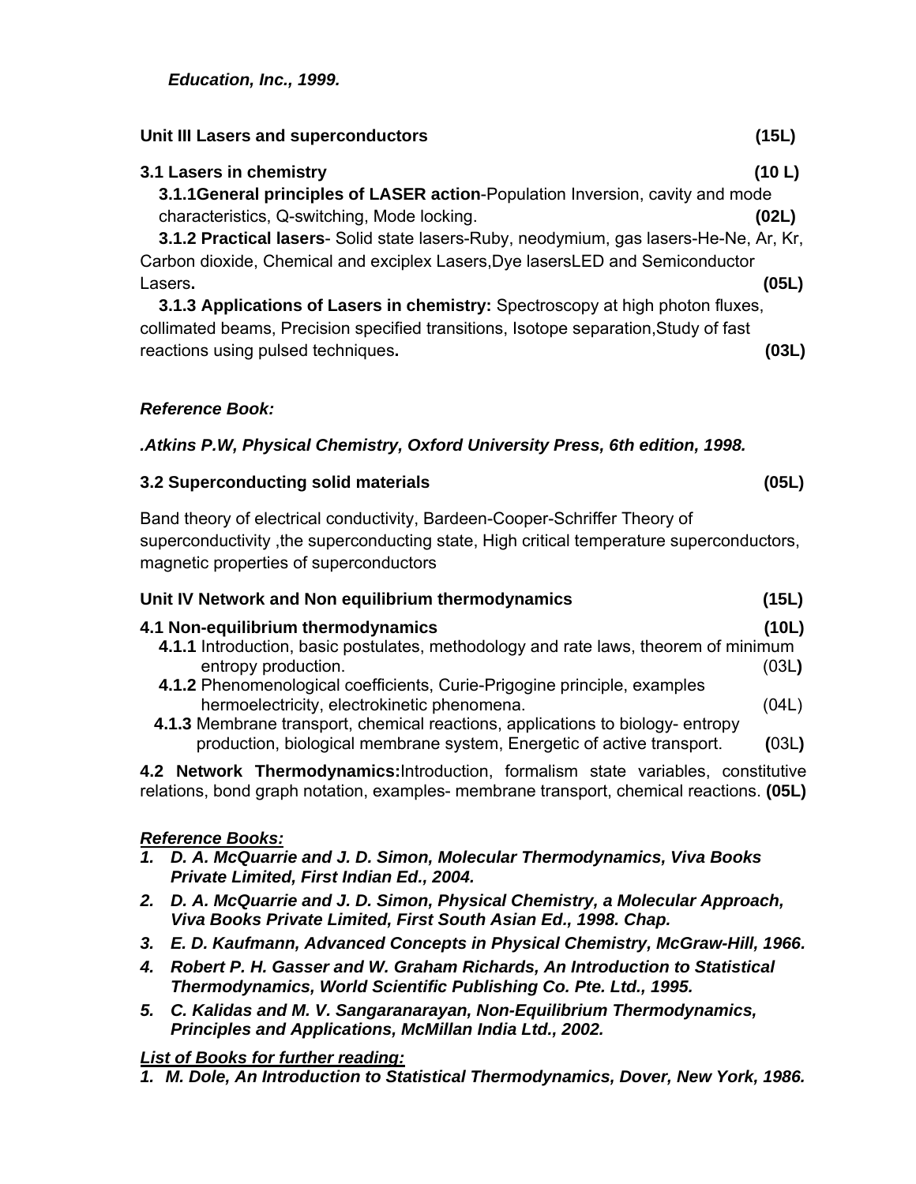*Education, Inc., 1999.*

**Unit III Lasers and superconductors (15L)**

**3.1 Lasers in chemistry (10 L)**

**3.1.1General principles of LASER action**-Population Inversion, cavity and mode characteristics, Q-switching, Mode locking. **(02L)**

**3.1.2 Practical lasers**- Solid state lasers-Ruby, neodymium, gas lasers-He-Ne, Ar, Kr, Carbon dioxide, Chemical and exciplex Lasers,Dye lasersLED and Semiconductor Lasers**.** **(05L)**

**3.1.3 Applications of Lasers in chemistry:** Spectroscopy at high photon fluxes, collimated beams, Precision specified transitions, Isotope separation,Study of fast reactions using pulsed techniques**.** **(03L)**

***Reference Book:***

***.Atkins P.W, Physical Chemistry, Oxford University Press, 6th edition, 1998.***

**3.2 Superconducting solid materials (05L)**

Band theory of electrical conductivity, Bardeen-Cooper-Schriffer Theory of superconductivity ,the superconducting state, High critical temperature superconductors, magnetic properties of superconductors

**Unit IV Network and Non equilibrium thermodynamics (15L)**

**4.1 Non-equilibrium thermodynamics (10L)**

**4.1.1** Introduction, basic postulates, methodology and rate laws, theorem of minimum entropy production. (03L**)**

**4.1.2** Phenomenological coefficients, Curie-Prigogine principle, examples hermoelectricity, electrokinetic phenomena. (04L)

**4.1.3** Membrane transport, chemical reactions, applications to biology- entropy production, biological membrane system, Energetic of active transport. **(**03L**)**

**4.2 Network Thermodynamics:**Introduction, formalism state variables, constitutive relations, bond graph notation, examples- membrane transport, chemical reactions. **(05L)**

***Reference Books:***

1. ***D. A. McQuarrie and J. D. Simon, Molecular Thermodynamics, Viva Books Private Limited, First Indian Ed., 2004.***
2. ***D. A. McQuarrie and J. D. Simon, Physical Chemistry, a Molecular Approach, Viva Books Private Limited, First South Asian Ed., 1998. Chap.***
3. ***E. D. Kaufmann, Advanced Concepts in Physical Chemistry, McGraw-Hill, 1966.***
4. ***Robert P. H. Gasser and W. Graham Richards, An Introduction to Statistical Thermodynamics, World Scientific Publishing Co. Pte. Ltd., 1995.***
5. ***C. Kalidas and M. V. Sangaranarayan, Non-Equilibrium Thermodynamics, Principles and Applications, McMillan India Ltd., 2002.***

***List of Books for further reading:***

1. ***M. Dole, An Introduction to Statistical Thermodynamics, Dover, New York, 1986.***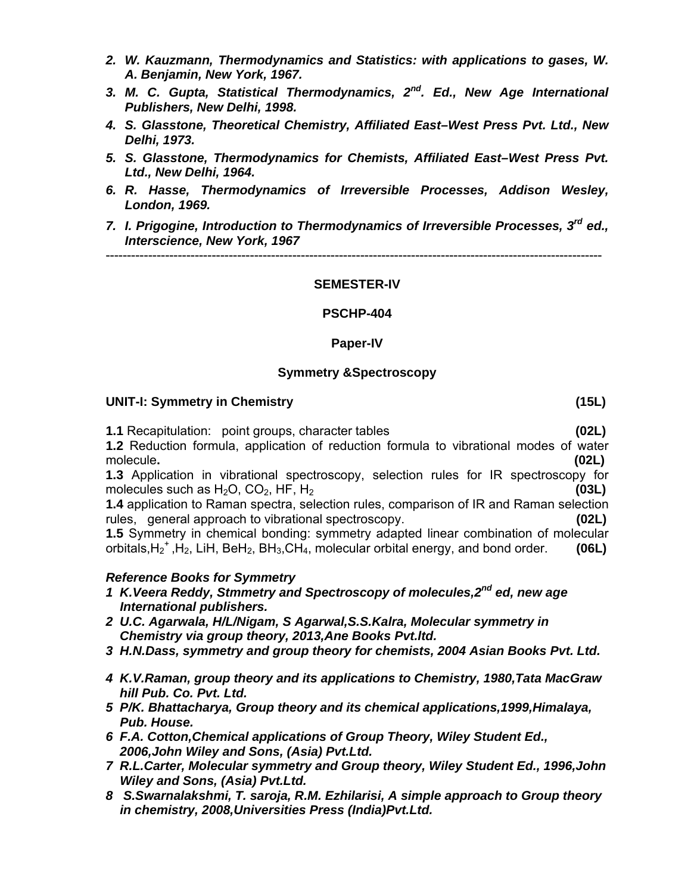2. *W. Kauzmann, Thermodynamics and Statistics: with applications to gases, W. A. Benjamin, New York, 1967.*
3. *M. C. Gupta, Statistical Thermodynamics, 2nd. Ed., New Age International Publishers, New Delhi, 1998.*
4. *S. Glasstone, Theoretical Chemistry, Affiliated East–West Press Pvt. Ltd., New Delhi, 1973.*
5. *S. Glasstone, Thermodynamics for Chemists, Affiliated East–West Press Pvt. Ltd., New Delhi, 1964.*
6. *R. Hasse, Thermodynamics of Irreversible Processes, Addison Wesley, London, 1969.*
7. *I. Prigogine, Introduction to Thermodynamics of Irreversible Processes, 3rd ed., Interscience, New York, 1967*

---

**SEMESTER-IV**

**PSCHP-404**

**Paper-IV**

**Symmetry &Spectroscopy**

**UNIT-I: Symmetry in Chemistry (15L)**

**1.1** Recapitulation: point groups, character tables **(02L)**
**1.2** Reduction formula, application of reduction formula to vibrational modes of water molecule**.** **(02L)**
**1.3** Application in vibrational spectroscopy, selection rules for IR spectroscopy for molecules such as $H_2O$, $CO_2$, HF, $H_2$ **(03L)**
**1.4** application to Raman spectra, selection rules, comparison of IR and Raman selection rules, general approach to vibrational spectroscopy. **(02L)**
**1.5** Symmetry in chemical bonding: symmetry adapted linear combination of molecular orbitals,$H_2^+$,$H_2$, LiH, $BeH_2$, $BH_3$,$CH_4$, molecular orbital energy, and bond order. **(06L)**

***Reference Books for Symmetry***

1. *K.Veera Reddy, Stmmetry and Spectroscopy of molecules,2nd ed, new age International publishers.*
2. *U.C. Agarwala, H/L/Nigam, S Agarwal,S.S.Kalra, Molecular symmetry in Chemistry via group theory, 2013,Ane Books Pvt.ltd.*
3. *H.N.Dass, symmetry and group theory for chemists, 2004 Asian Books Pvt. Ltd.*
4. *K.V.Raman, group theory and its applications to Chemistry, 1980,Tata MacGraw hill Pub. Co. Pvt. Ltd.*
5. *P/K. Bhattacharya, Group theory and its chemical applications,1999,Himalaya, Pub. House.*
6. *F.A. Cotton,Chemical applications of Group Theory, Wiley Student Ed., 2006,John Wiley and Sons, (Asia) Pvt.Ltd.*
7. *R.L.Carter, Molecular symmetry and Group theory, Wiley Student Ed., 1996,John Wiley and Sons, (Asia) Pvt.Ltd.*
8. *S.Swarnalakshmi, T. saroja, R.M. Ezhilarisi, A simple approach to Group theory in chemistry, 2008,Universities Press (India)Pvt.Ltd.*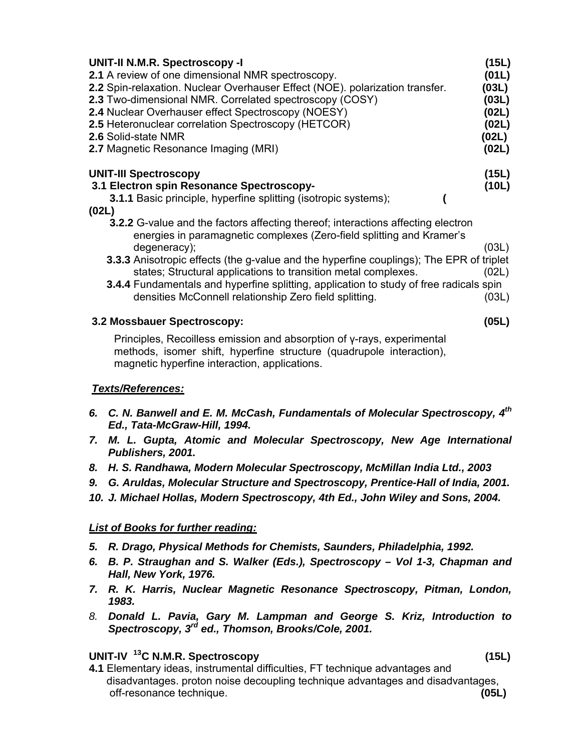**UNIT-II N.M.R. Spectroscopy -I** **(15L)**

**2.1** A review of one dimensional NMR spectroscopy. **(01L)**

**2.2** Spin-relaxation. Nuclear Overhauser Effect (NOE). polarization transfer. **(03L)**

**2.3** Two-dimensional NMR. Correlated spectroscopy (COSY) **(03L)**

**2.4** Nuclear Overhauser effect Spectroscopy (NOESY) **(02L)**

**2.5** Heteronuclear correlation Spectroscopy (HETCOR) **(02L)**

**2.6** Solid-state NMR **(02L)**

**2.7** Magnetic Resonance Imaging (MRI) **(02L)**

**UNIT-III Spectroscopy** **(15L)**

**3.1 Electron spin Resonance Spectroscopy-** **(10L)**

**3.1.1** Basic principle, hyperfine splitting (isotropic systems); **(**
**(02L)**

**3.2.2** G-value and the factors affecting thereof; interactions affecting electron energies in paramagnetic complexes (Zero-field splitting and Kramer's degeneracy); (03L)

**3.3.3** Anisotropic effects (the g-value and the hyperfine couplings); The EPR of triplet states; Structural applications to transition metal complexes. (02L)

**3.4.4** Fundamentals and hyperfine splitting, application to study of free radicals spin densities McConnell relationship Zero field splitting. (03L)

**3.2 Mossbauer Spectroscopy:** **(05L)**

Principles, Recoilless emission and absorption of γ-rays, experimental methods, isomer shift, hyperfine structure (quadrupole interaction), magnetic hyperfine interaction, applications.

***Texts/References:***

6. ***C. N. Banwell and E. M. McCash, Fundamentals of Molecular Spectroscopy, 4th Ed., Tata-McGraw-Hill, 1994.***
7. ***M. L. Gupta, Atomic and Molecular Spectroscopy, New Age International Publishers, 2001.***
8. ***H. S. Randhawa, Modern Molecular Spectroscopy, McMillan India Ltd., 2003***
9. ***G. Aruldas, Molecular Structure and Spectroscopy, Prentice-Hall of India, 2001.***
10. ***J. Michael Hollas, Modern Spectroscopy, 4th Ed., John Wiley and Sons, 2004.***

***List of Books for further reading:***

5. ***R. Drago, Physical Methods for Chemists, Saunders, Philadelphia, 1992.***
6. ***B. P. Straughan and S. Walker (Eds.), Spectroscopy – Vol 1-3, Chapman and Hall, New York, 1976.***
7. ***R. K. Harris, Nuclear Magnetic Resonance Spectroscopy, Pitman, London, 1983.***
8. ***Donald L. Pavia, Gary M. Lampman and George S. Kriz, Introduction to Spectroscopy, 3rd ed., Thomson, Brooks/Cole, 2001.***

**UNIT-IV $^{13}C$ N.M.R. Spectroscopy** **(15L)**

**4.1** Elementary ideas, instrumental difficulties, FT technique advantages and disadvantages. proton noise decoupling technique advantages and disadvantages, off-resonance technique. **(05L)**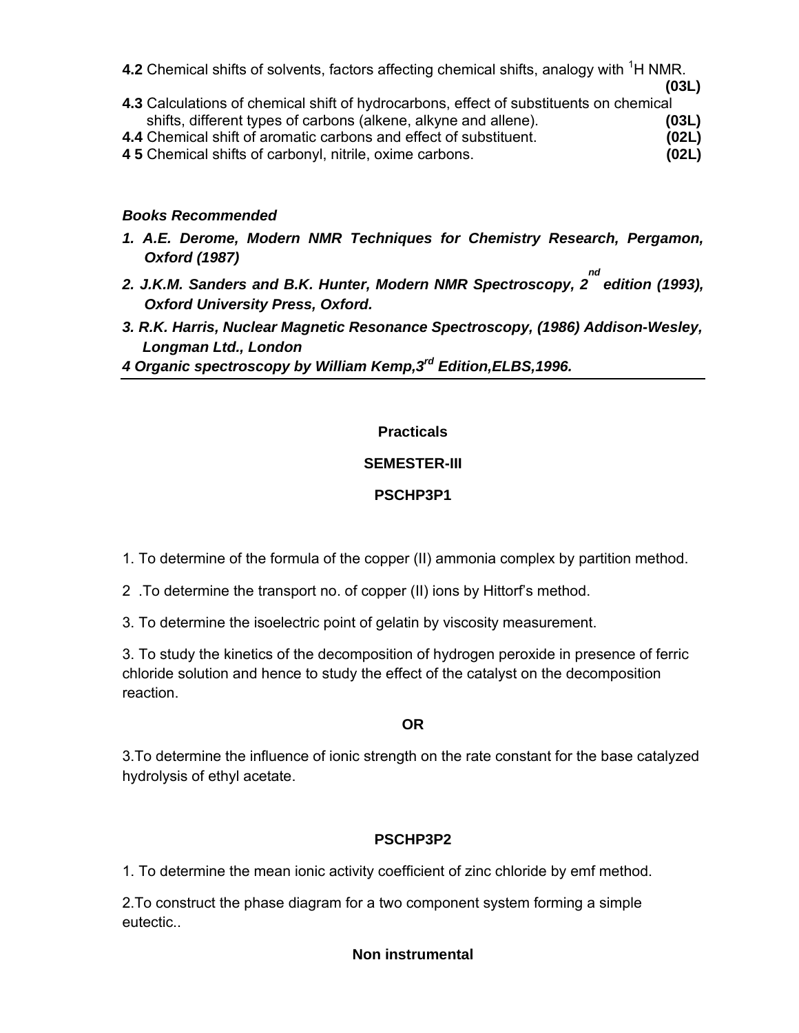**4.2** Chemical shifts of solvents, factors affecting chemical shifts, analogy with $^{1}H$ NMR. **(03L)**

**4.3** Calculations of chemical shift of hydrocarbons, effect of substituents on chemical shifts, different types of carbons (alkene, alkyne and allene). **(03L)**

**4.4** Chemical shift of aromatic carbons and effect of substituent. **(02L)**

**4 5** Chemical shifts of carbonyl, nitrile, oxime carbons. **(02L)**

***Books Recommended***

1. ***A.E. Derome, Modern NMR Techniques for Chemistry Research, Pergamon, Oxford (1987)***
2. ***J.K.M. Sanders and B.K. Hunter, Modern NMR Spectroscopy, 2nd edition (1993), Oxford University Press, Oxford.***
3. ***R.K. Harris, Nuclear Magnetic Resonance Spectroscopy, (1986) Addison-Wesley, Longman Ltd., London***
4. ***Organic spectroscopy by William Kemp,3rd Edition,ELBS,1996.***

**Practicals**

**SEMESTER-III**

**PSCHP3P1**

1. To determine of the formula of the copper (II) ammonia complex by partition method.

2 .To determine the transport no. of copper (II) ions by Hittorf's method.

3. To determine the isoelectric point of gelatin by viscosity measurement.

3. To study the kinetics of the decomposition of hydrogen peroxide in presence of ferric chloride solution and hence to study the effect of the catalyst on the decomposition reaction.

**OR**

3.To determine the influence of ionic strength on the rate constant for the base catalyzed hydrolysis of ethyl acetate.

**PSCHP3P2**

1. To determine the mean ionic activity coefficient of zinc chloride by emf method.

2.To construct the phase diagram for a two component system forming a simple eutectic..

**Non instrumental**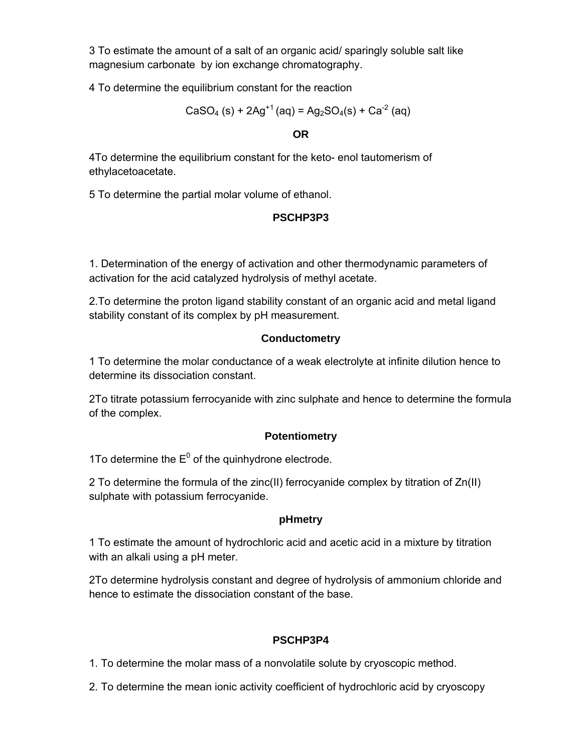3 To estimate the amount of a salt of an organic acid/ sparingly soluble salt like magnesium carbonate by ion exchange chromatography.

4 To determine the equilibrium constant for the reaction

$$CaSO_4\ (s) + 2Ag^{+1}\ (aq) = Ag_2SO_4(s) + Ca^{-2}\ (aq)$$

**OR**

4To determine the equilibrium constant for the keto- enol tautomerism of ethylacetoacetate.

5 To determine the partial molar volume of ethanol.

**PSCHP3P3**

1. Determination of the energy of activation and other thermodynamic parameters of activation for the acid catalyzed hydrolysis of methyl acetate.

2.To determine the proton ligand stability constant of an organic acid and metal ligand stability constant of its complex by pH measurement.

**Conductometry**

1 To determine the molar conductance of a weak electrolyte at infinite dilution hence to determine its dissociation constant.

2To titrate potassium ferrocyanide with zinc sulphate and hence to determine the formula of the complex.

**Potentiometry**

1To determine the $E^0$ of the quinhydrone electrode.

2 To determine the formula of the zinc(II) ferrocyanide complex by titration of Zn(II) sulphate with potassium ferrocyanide.

**pHmetry**

1 To estimate the amount of hydrochloric acid and acetic acid in a mixture by titration with an alkali using a pH meter.

2To determine hydrolysis constant and degree of hydrolysis of ammonium chloride and hence to estimate the dissociation constant of the base.

**PSCHP3P4**

1. To determine the molar mass of a nonvolatile solute by cryoscopic method.

2. To determine the mean ionic activity coefficient of hydrochloric acid by cryoscopy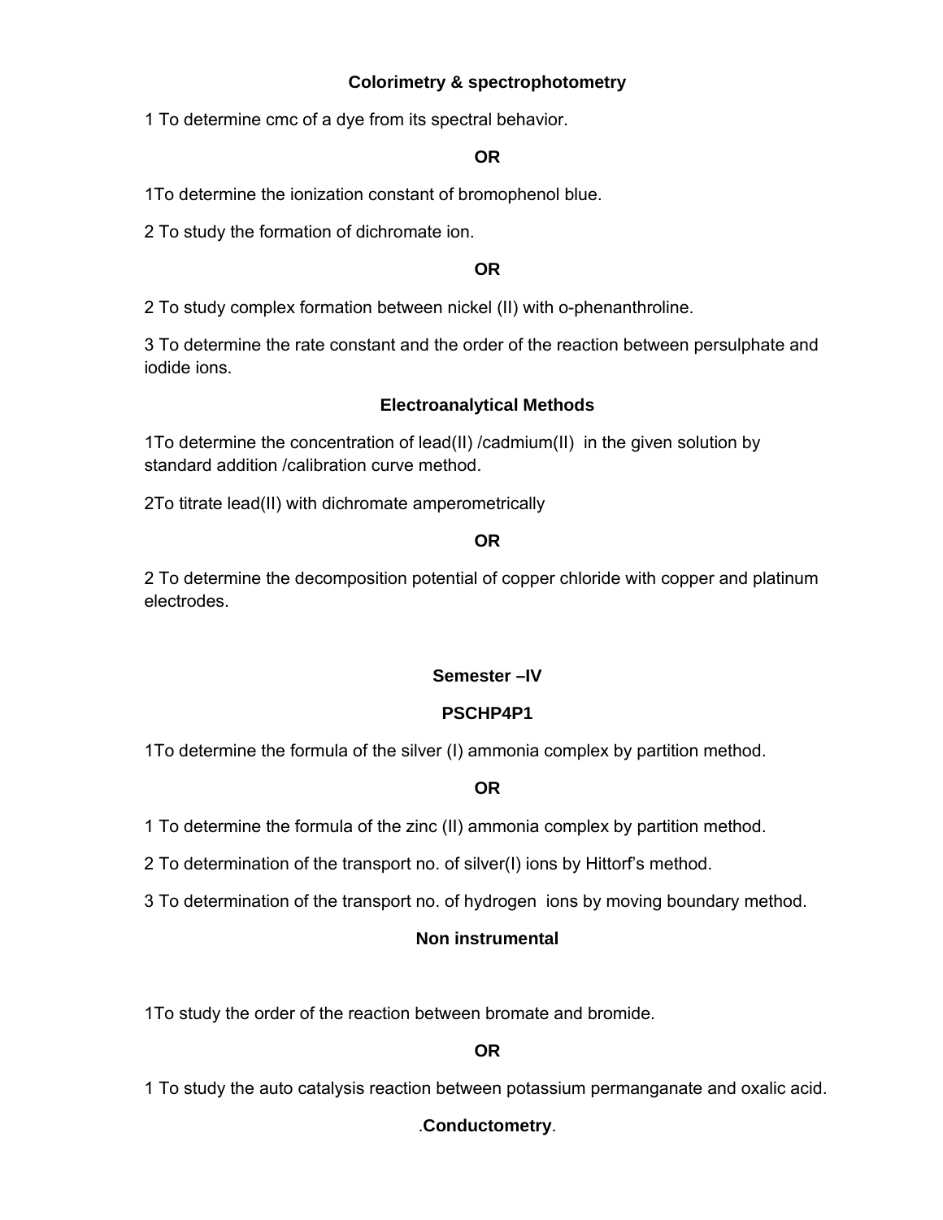### Colorimetry & spectrophotometry

1 To determine cmc of a dye from its spectral behavior.

**OR**

1To determine the ionization constant of bromophenol blue.

2 To study the formation of dichromate ion.

**OR**

2 To study complex formation between nickel (II) with o-phenanthroline.

3 To determine the rate constant and the order of the reaction between persulphate and iodide ions.

### Electroanalytical Methods

1To determine the concentration of lead(II) /cadmium(II) in the given solution by standard addition /calibration curve method.

2To titrate lead(II) with dichromate amperometrically

**OR**

2 To determine the decomposition potential of copper chloride with copper and platinum electrodes.

## Semester –IV

### PSCHP4P1

1To determine the formula of the silver (I) ammonia complex by partition method.

**OR**

1 To determine the formula of the zinc (II) ammonia complex by partition method.

2 To determination of the transport no. of silver(I) ions by Hittorf's method.

3 To determination of the transport no. of hydrogen ions by moving boundary method.

### Non instrumental

1To study the order of the reaction between bromate and bromide.

**OR**

1 To study the auto catalysis reaction between potassium permanganate and oxalic acid.

### .Conductometry.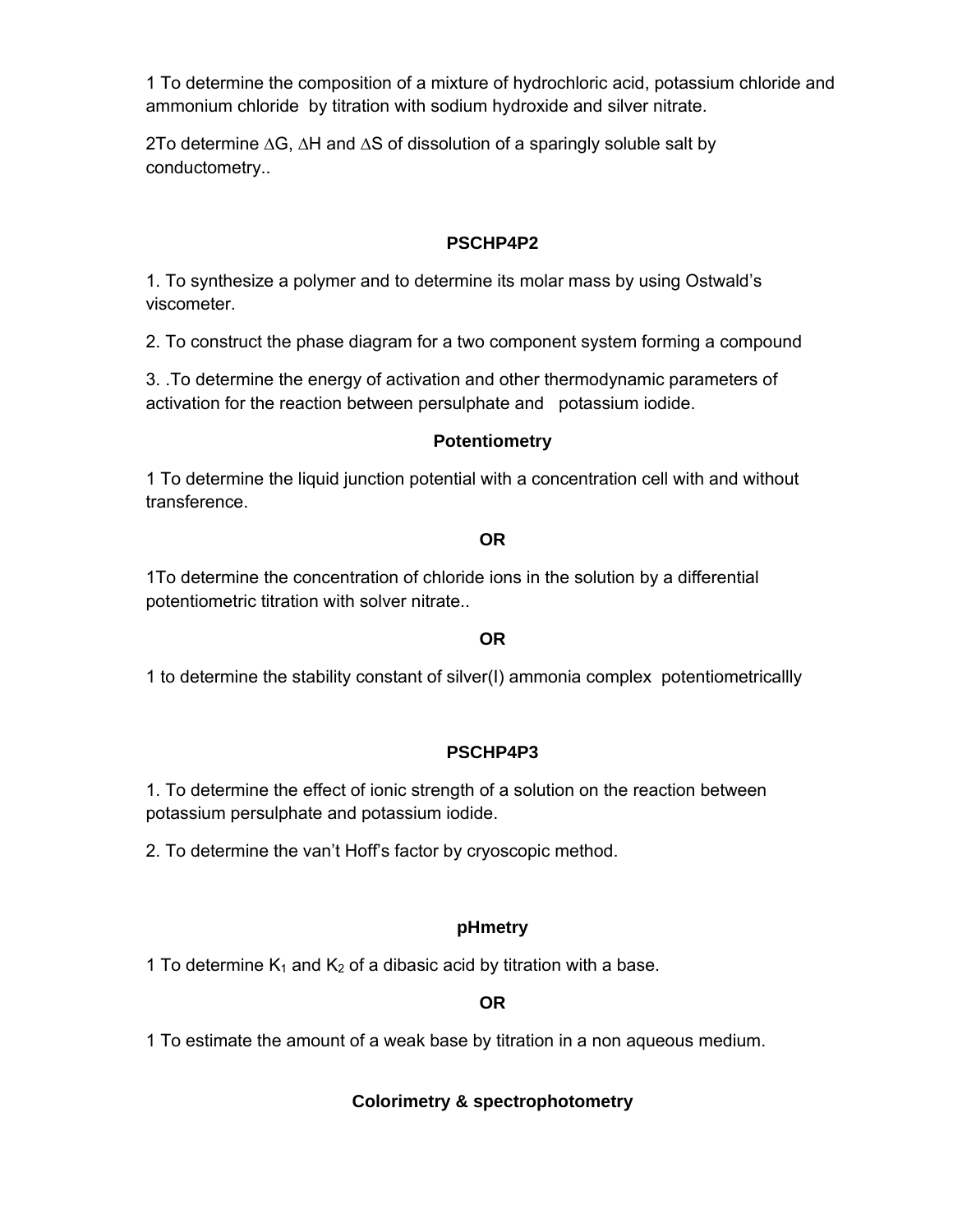1 To determine the composition of a mixture of hydrochloric acid, potassium chloride and ammonium chloride by titration with sodium hydroxide and silver nitrate.

2To determine $\Delta G$, $\Delta H$ and $\Delta S$ of dissolution of a sparingly soluble salt by conductometry..

**PSCHP4P2**

1. To synthesize a polymer and to determine its molar mass by using Ostwald's viscometer.

2. To construct the phase diagram for a two component system forming a compound

3. .To determine the energy of activation and other thermodynamic parameters of activation for the reaction between persulphate and potassium iodide.

**Potentiometry**

1 To determine the liquid junction potential with a concentration cell with and without transference.

**OR**

1To determine the concentration of chloride ions in the solution by a differential potentiometric titration with solver nitrate..

**OR**

1 to determine the stability constant of silver(I) ammonia complex potentiometricallly

**PSCHP4P3**

1. To determine the effect of ionic strength of a solution on the reaction between potassium persulphate and potassium iodide.

2. To determine the van't Hoff's factor by cryoscopic method.

**pHmetry**

1 To determine $K_1$ and $K_2$ of a dibasic acid by titration with a base.

**OR**

1 To estimate the amount of a weak base by titration in a non aqueous medium.

**Colorimetry & spectrophotometry**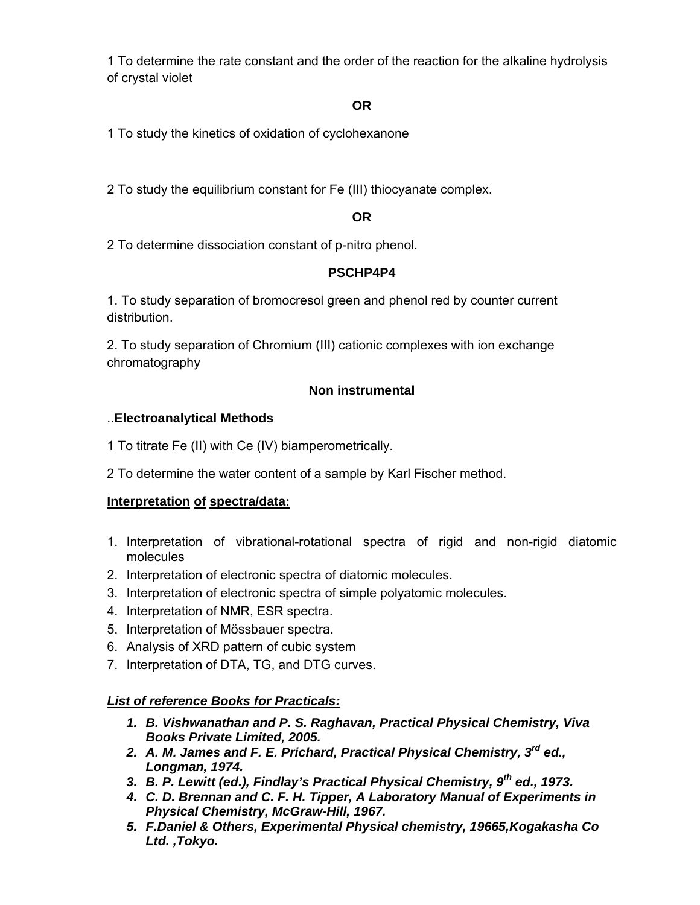1 To determine the rate constant and the order of the reaction for the alkaline hydrolysis of crystal violet

**OR**

1 To study the kinetics of oxidation of cyclohexanone

2 To study the equilibrium constant for Fe (III) thiocyanate complex.

**OR**

2 To determine dissociation constant of p-nitro phenol.

**PSCHP4P4**

1. To study separation of bromocresol green and phenol red by counter current distribution.

2. To study separation of Chromium (III) cationic complexes with ion exchange chromatography

**Non instrumental**

..**Electroanalytical Methods**

1 To titrate Fe (II) with Ce (IV) biamperometrically.

2 To determine the water content of a sample by Karl Fischer method.

**Interpretation of spectra/data:**

1. Interpretation of vibrational-rotational spectra of rigid and non-rigid diatomic molecules
2. Interpretation of electronic spectra of diatomic molecules.
3. Interpretation of electronic spectra of simple polyatomic molecules.
4. Interpretation of NMR, ESR spectra.
5. Interpretation of Mössbauer spectra.
6. Analysis of XRD pattern of cubic system
7. Interpretation of DTA, TG, and DTG curves.

***List of reference Books for Practicals:***

1. ***B. Vishwanathan and P. S. Raghavan, Practical Physical Chemistry, Viva Books Private Limited, 2005.***
2. ***A. M. James and F. E. Prichard, Practical Physical Chemistry, 3rd ed., Longman, 1974.***
3. ***B. P. Lewitt (ed.), Findlay's Practical Physical Chemistry, 9th ed., 1973.***
4. ***C. D. Brennan and C. F. H. Tipper, A Laboratory Manual of Experiments in Physical Chemistry, McGraw-Hill, 1967.***
5. ***F.Daniel & Others, Experimental Physical chemistry, 19665,Kogakasha Co Ltd. ,Tokyo.***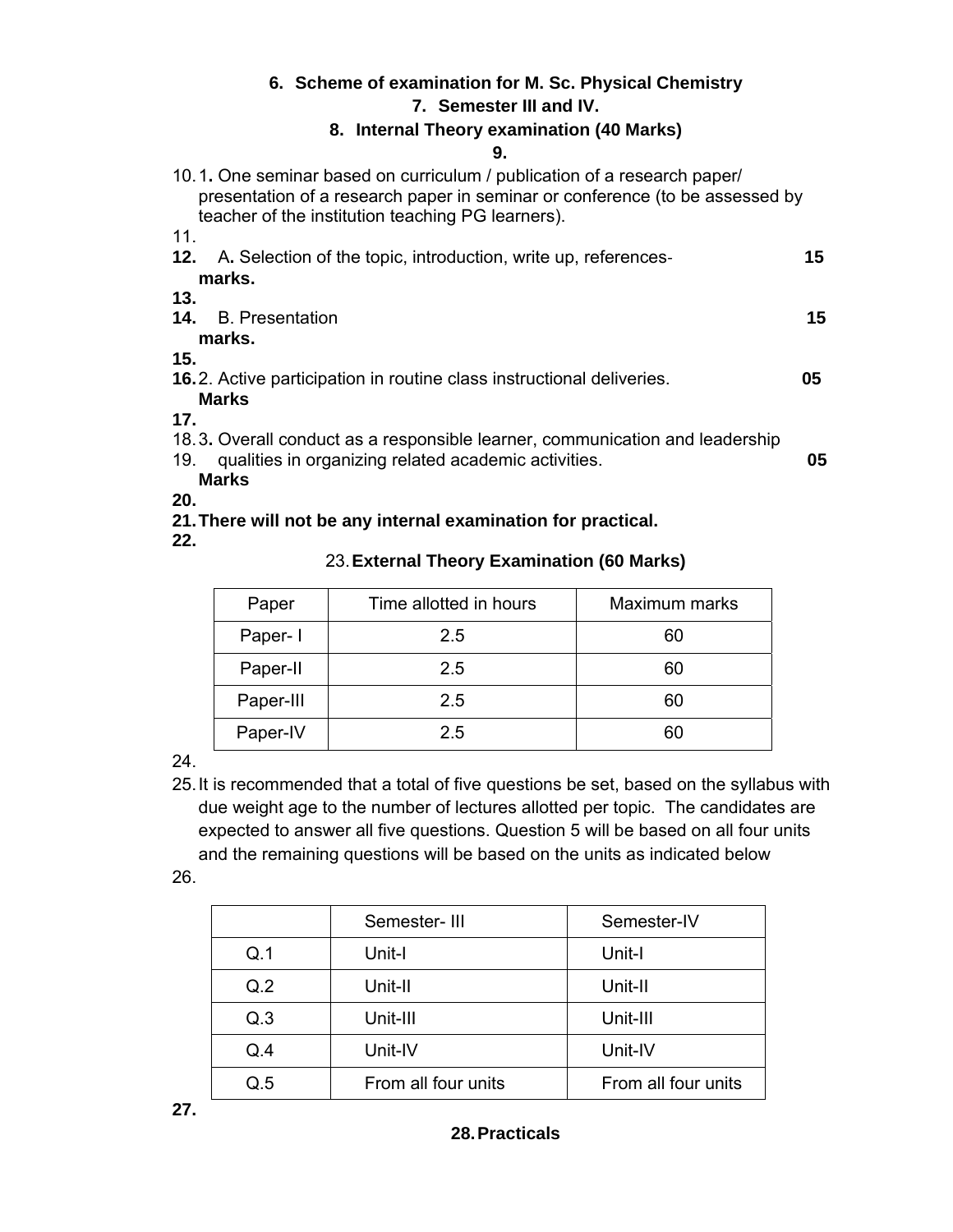**6. Scheme of examination for M. Sc. Physical Chemistry**

**7. Semester III and IV.**

**8. Internal Theory examination (40 Marks)**

**9.**

10. 1. One seminar based on curriculum / publication of a research paper/ presentation of a research paper in seminar or conference (to be assessed by teacher of the institution teaching PG learners).

11.

**12.** A. Selection of the topic, introduction, write up, references- **15 marks.**

**13.**

**14.** B. Presentation **15 marks.**

**15.**

**16.** 2. Active participation in routine class instructional deliveries. **05 Marks**

**17.**

18. 3. Overall conduct as a responsible learner, communication and leadership
19. qualities in organizing related academic activities. **05 Marks**

**20.**

**21. There will not be any internal examination for practical.**

**22.**

23. **External Theory Examination (60 Marks)**

| Paper | Time allotted in hours | Maximum marks |
|---|---|---|
| Paper- I | 2.5 | 60 |
| Paper-II | 2.5 | 60 |
| Paper-III | 2.5 | 60 |
| Paper-IV | 2.5 | 60 |

24.

25. It is recommended that a total of five questions be set, based on the syllabus with due weight age to the number of lectures allotted per topic. The candidates are expected to answer all five questions. Question 5 will be based on all four units and the remaining questions will be based on the units as indicated below

26.

| | Semester- III | Semester-IV |
|---|---|---|
| Q.1 | Unit-I | Unit-I |
| Q.2 | Unit-II | Unit-II |
| Q.3 | Unit-III | Unit-III |
| Q.4 | Unit-IV | Unit-IV |
| Q.5 | From all four units | From all four units |

**27.**

**28. Practicals**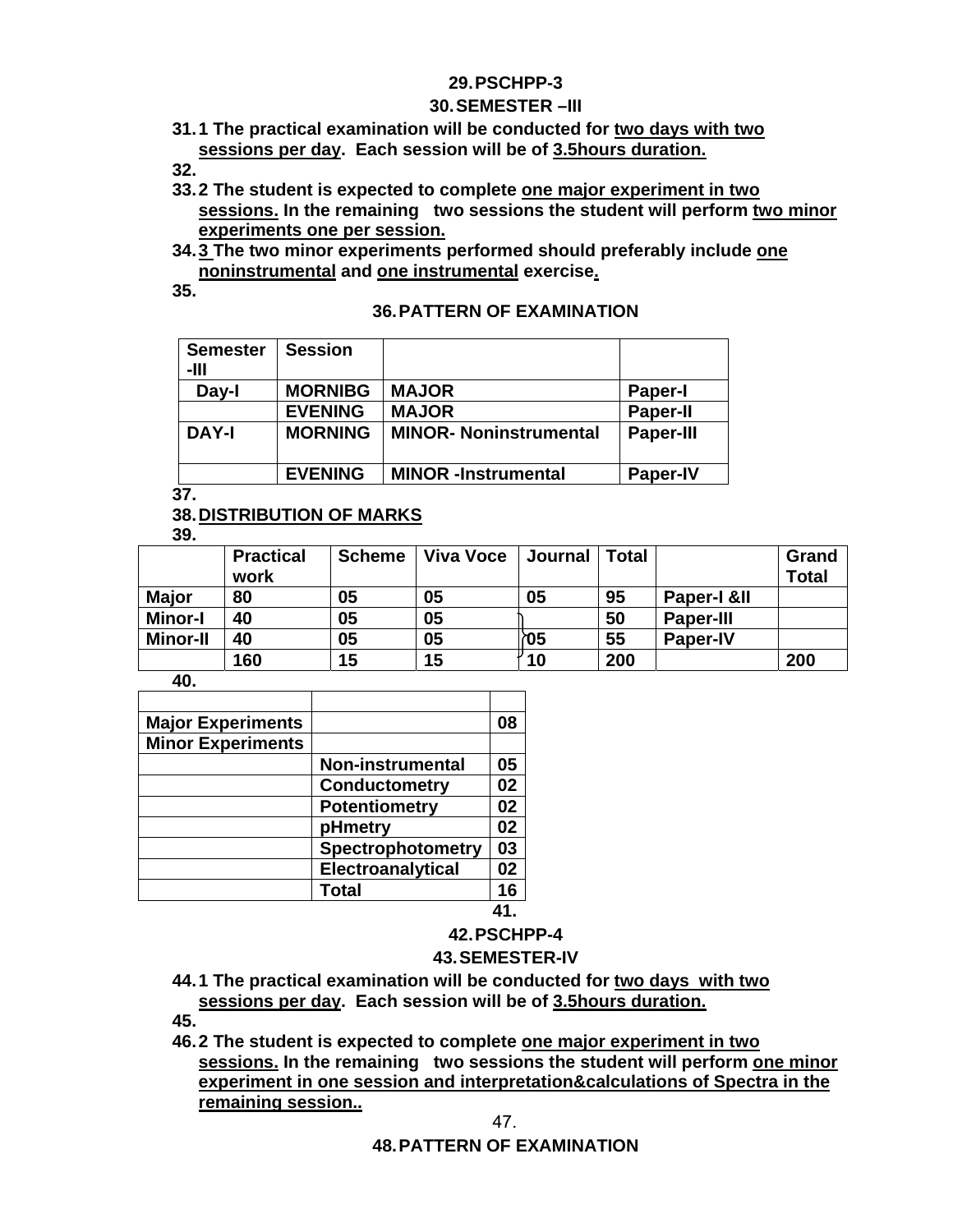29. PSCHPP-3

30. SEMESTER –III

31. 1 The practical examination will be conducted for two days with two sessions per day. Each session will be of 3.5hours duration.

32.

33. 2 The student is expected to complete one major experiment in two sessions. In the remaining two sessions the student will perform two minor experiments one per session.

34. 3 The two minor experiments performed should preferably include one noninstrumental and one instrumental exercise.

35.

36. PATTERN OF EXAMINATION

| Semester -III | Session | | |
|---|---|---|---|
| Day-I | MORNIBG | MAJOR | Paper-I |
| | EVENING | MAJOR | Paper-II |
| DAY-I | MORNING | MINOR- Noninstrumental | Paper-III |
| | EVENING | MINOR -Instrumental | Paper-IV |

37.

38. DISTRIBUTION OF MARKS

39.

| | Practical work | Scheme | Viva Voce | Journal | Total | | Grand Total |
|---|---|---|---|---|---|---|---|
| Major | 80 | 05 | 05 | 05 | 95 | Paper-I &II | |
| Minor-I | 40 | 05 | 05 | | 50 | Paper-III | |
| Minor-II | 40 | 05 | 05 | 05 | 55 | Paper-IV | |
| | 160 | 15 | 15 | 10 | 200 | | 200 |

40.

| | | |
|---|---|---|
| Major Experiments | | 08 |
| Minor Experiments | | |
| | Non-instrumental | 05 |
| | Conductometry | 02 |
| | Potentiometry | 02 |
| | pHmetry | 02 |
| | Spectrophotometry | 03 |
| | Electroanalytical | 02 |
| | Total | 16 |

41.

42. PSCHPP-4

43. SEMESTER-IV

44. 1 The practical examination will be conducted for two days with two sessions per day. Each session will be of 3.5hours duration.

45.

46. 2 The student is expected to complete one major experiment in two sessions. In the remaining two sessions the student will perform one minor experiment in one session and interpretation&calculations of Spectra in the remaining session..

47.

48. PATTERN OF EXAMINATION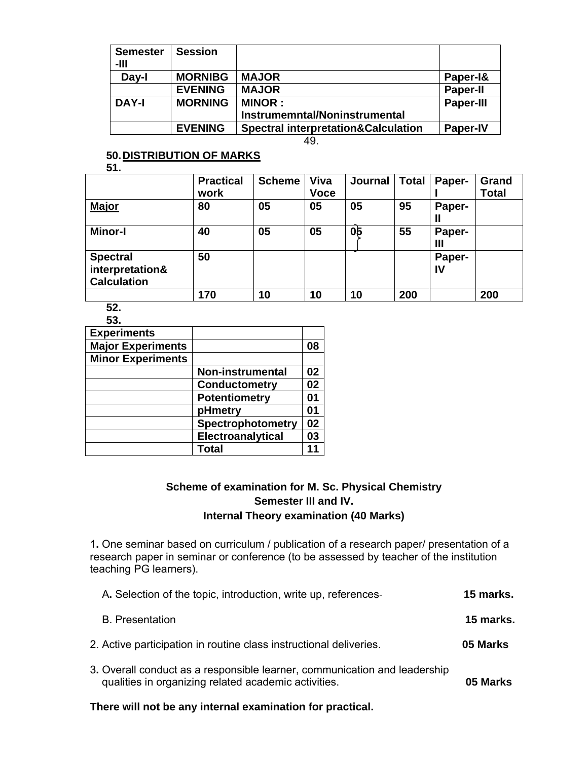| Semester -III | Session | | |
|---|---|---|---|
| Day-I | MORNIBG | MAJOR | Paper-I& |
| | EVENING | MAJOR | Paper-II |
| DAY-I | MORNING | MINOR : Instrumemntal/Noninstrumental | Paper-III |
| | EVENING | Spectral interpretation&Calculation | Paper-IV |

49.

50. **DISTRIBUTION OF MARKS**

51.

| | Practical work | Scheme | Viva Voce | Journal | Total | Paper-I | Grand Total |
|---|---|---|---|---|---|---|---|
| **Major** | 80 | 05 | 05 | 05 | 95 | Paper-II | |
| Minor-I | 40 | 05 | 05 | 05 | 55 | Paper-III | |
| Spectral interpretation& Calculation | 50 | | | | | Paper-IV | |
| | 170 | 10 | 10 | 10 | 200 | | 200 |

52.

53.

| Experiments | | |
|---|---|---|
| Major Experiments | | 08 |
| Minor Experiments | | |
| | Non-instrumental | 02 |
| | Conductometry | 02 |
| | Potentiometry | 01 |
| | pHmetry | 01 |
| | Spectrophotometry | 02 |
| | Electroanalytical | 03 |
| | Total | 11 |

## Scheme of examination for M. Sc. Physical Chemistry Semester III and IV. Internal Theory examination (40 Marks)

1. One seminar based on curriculum / publication of a research paper/ presentation of a research paper in seminar or conference (to be assessed by teacher of the institution teaching PG learners).

   A. Selection of the topic, introduction, write up, references- **15 marks.**

   B. Presentation **15 marks.**

2. Active participation in routine class instructional deliveries. **05 Marks**

3. Overall conduct as a responsible learner, communication and leadership qualities in organizing related academic activities. **05 Marks**

**There will not be any internal examination for practical.**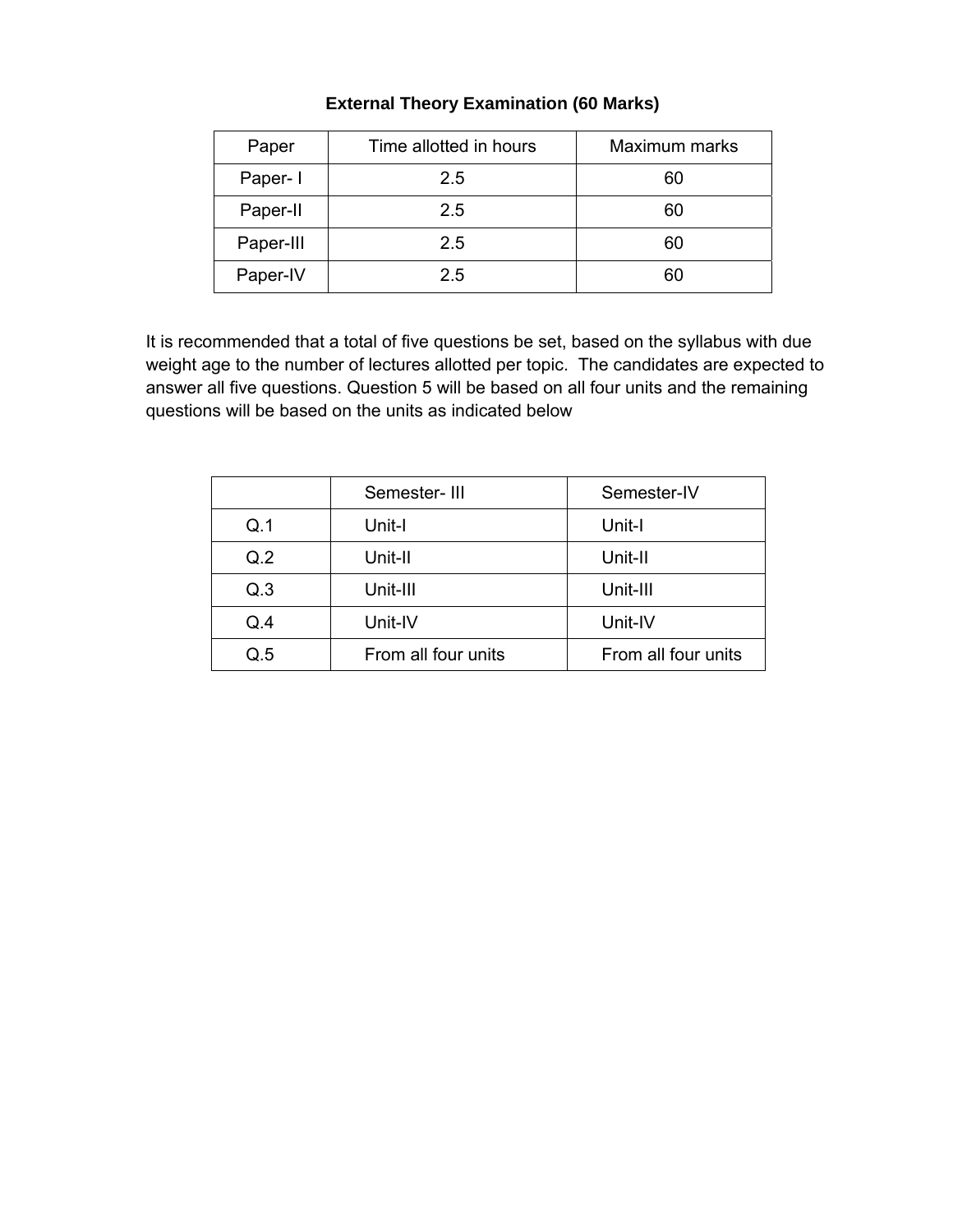**External Theory Examination (60 Marks)**

| Paper | Time allotted in hours | Maximum marks |
|---|---|---|
| Paper- I | 2.5 | 60 |
| Paper-II | 2.5 | 60 |
| Paper-III | 2.5 | 60 |
| Paper-IV | 2.5 | 60 |

It is recommended that a total of five questions be set, based on the syllabus with due weight age to the number of lectures allotted per topic. The candidates are expected to answer all five questions. Question 5 will be based on all four units and the remaining questions will be based on the units as indicated below

| | Semester- III | Semester-IV |
|---|---|---|
| Q.1 | Unit-I | Unit-I |
| Q.2 | Unit-II | Unit-II |
| Q.3 | Unit-III | Unit-III |
| Q.4 | Unit-IV | Unit-IV |
| Q.5 | From all four units | From all four units |